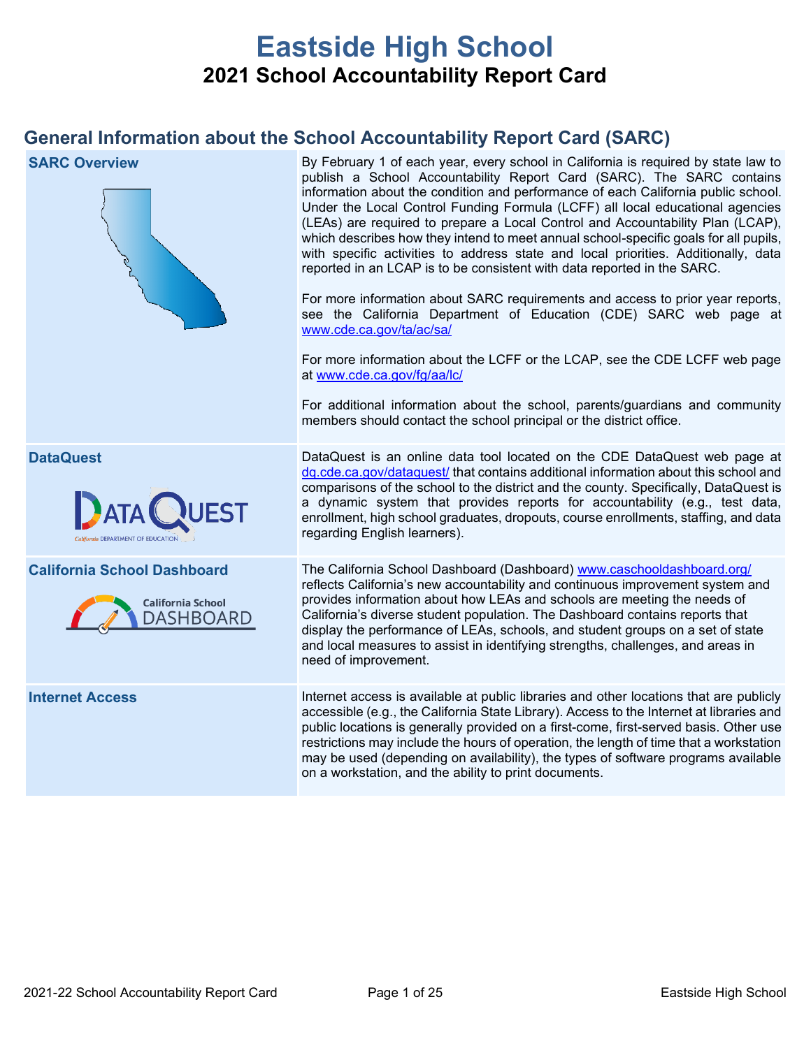# Eastside High School

## 2021 School Accountability Report Card

## General Information about the School Accountability Report Card (SARC)

| | |
|---|---|
| **SARC Overview** | By February 1 of each year, every school in California is required by state law to publish a School Accountability Report Card (SARC). The SARC contains information about the condition and performance of each California public school. Under the Local Control Funding Formula (LCFF) all local educational agencies (LEAs) are required to prepare a Local Control and Accountability Plan (LCAP), which describes how they intend to meet annual school-specific goals for all pupils, with specific activities to address state and local priorities. Additionally, data reported in an LCAP is to be consistent with data reported in the SARC.<br><br>For more information about SARC requirements and access to prior year reports, see the California Department of Education (CDE) SARC web page at www.cde.ca.gov/ta/ac/sa/<br><br>For more information about the LCFF or the LCAP, see the CDE LCFF web page at www.cde.ca.gov/fg/aa/lc/<br><br>For additional information about the school, parents/guardians and community members should contact the school principal or the district office. |
| **DataQuest** | DataQuest is an online data tool located on the CDE DataQuest web page at dq.cde.ca.gov/dataquest/ that contains additional information about this school and comparisons of the school to the district and the county. Specifically, DataQuest is a dynamic system that provides reports for accountability (e.g., test data, enrollment, high school graduates, dropouts, course enrollments, staffing, and data regarding English learners). |
| **California School Dashboard** | The California School Dashboard (Dashboard) www.caschooldashboard.org/ reflects California's new accountability and continuous improvement system and provides information about how LEAs and schools are meeting the needs of California's diverse student population. The Dashboard contains reports that display the performance of LEAs, schools, and student groups on a set of state and local measures to assist in identifying strengths, challenges, and areas in need of improvement. |
| **Internet Access** | Internet access is available at public libraries and other locations that are publicly accessible (e.g., the California State Library). Access to the Internet at libraries and public locations is generally provided on a first-come, first-served basis. Other use restrictions may include the hours of operation, the length of time that a workstation may be used (depending on availability), the types of software programs available on a workstation, and the ability to print documents. |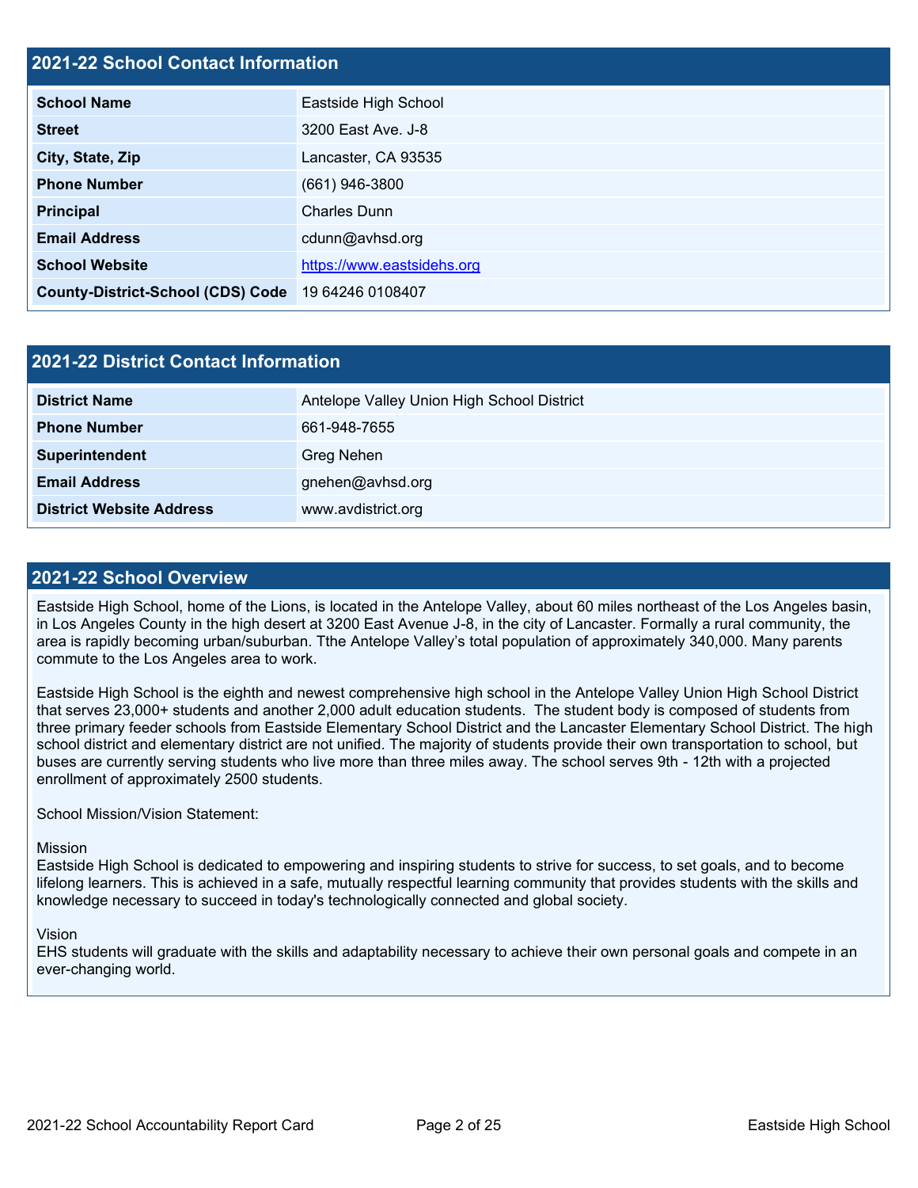## 2021-22 School Contact Information

| School Name | Eastside High School |
|---|---|
| Street | 3200 East Ave. J-8 |
| City, State, Zip | Lancaster, CA 93535 |
| Phone Number | (661) 946-3800 |
| Principal | Charles Dunn |
| Email Address | cdunn@avhsd.org |
| School Website | https://www.eastsidehs.org |
| County-District-School (CDS) Code | 19 64246 0108407 |

## 2021-22 District Contact Information

| District Name | Antelope Valley Union High School District |
|---|---|
| Phone Number | 661-948-7655 |
| Superintendent | Greg Nehen |
| Email Address | gnehen@avhsd.org |
| District Website Address | www.avdistrict.org |

## 2021-22 School Overview

Eastside High School, home of the Lions, is located in the Antelope Valley, about 60 miles northeast of the Los Angeles basin, in Los Angeles County in the high desert at 3200 East Avenue J-8, in the city of Lancaster. Formally a rural community, the area is rapidly becoming urban/suburban. Tthe Antelope Valley's total population of approximately 340,000. Many parents commute to the Los Angeles area to work.

Eastside High School is the eighth and newest comprehensive high school in the Antelope Valley Union High School District that serves 23,000+ students and another 2,000 adult education students. The student body is composed of students from three primary feeder schools from Eastside Elementary School District and the Lancaster Elementary School District. The high school district and elementary district are not unified. The majority of students provide their own transportation to school, but buses are currently serving students who live more than three miles away. The school serves 9th - 12th with a projected enrollment of approximately 2500 students.

School Mission/Vision Statement:

Mission
Eastside High School is dedicated to empowering and inspiring students to strive for success, to set goals, and to become lifelong learners. This is achieved in a safe, mutually respectful learning community that provides students with the skills and knowledge necessary to succeed in today's technologically connected and global society.

Vision
EHS students will graduate with the skills and adaptability necessary to achieve their own personal goals and compete in an ever-changing world.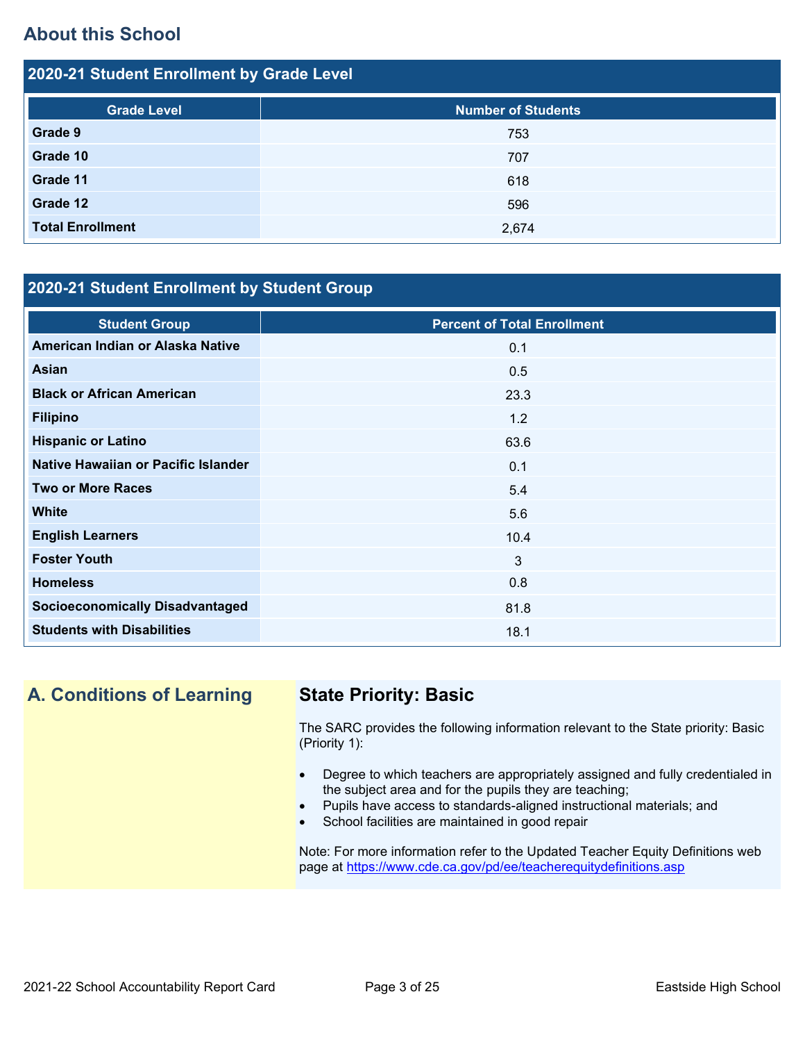## About this School

### 2020-21 Student Enrollment by Grade Level

| Grade Level | Number of Students |
|---|---|
| **Grade 9** | 753 |
| **Grade 10** | 707 |
| **Grade 11** | 618 |
| **Grade 12** | 596 |
| **Total Enrollment** | 2,674 |

### 2020-21 Student Enrollment by Student Group

| Student Group | Percent of Total Enrollment |
|---|---|
| **American Indian or Alaska Native** | 0.1 |
| **Asian** | 0.5 |
| **Black or African American** | 23.3 |
| **Filipino** | 1.2 |
| **Hispanic or Latino** | 63.6 |
| **Native Hawaiian or Pacific Islander** | 0.1 |
| **Two or More Races** | 5.4 |
| **White** | 5.6 |
| **English Learners** | 10.4 |
| **Foster Youth** | 3 |
| **Homeless** | 0.8 |
| **Socioeconomically Disadvantaged** | 81.8 |
| **Students with Disabilities** | 18.1 |

## A. Conditions of Learning

### State Priority: Basic

The SARC provides the following information relevant to the State priority: Basic (Priority 1):

- Degree to which teachers are appropriately assigned and fully credentialed in the subject area and for the pupils they are teaching;
- Pupils have access to standards-aligned instructional materials; and
- School facilities are maintained in good repair

Note: For more information refer to the Updated Teacher Equity Definitions web page at https://www.cde.ca.gov/pd/ee/teacherequitydefinitions.asp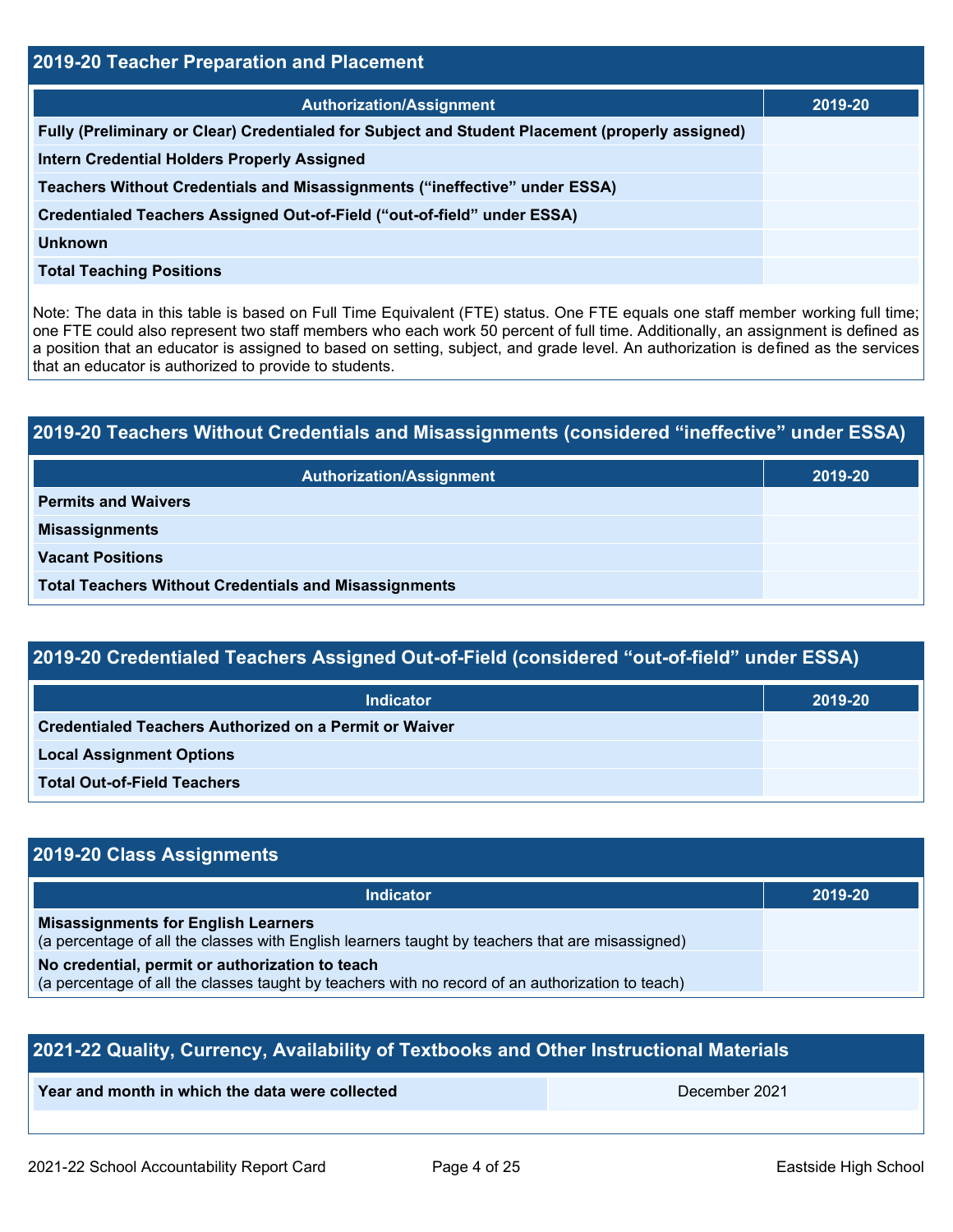## 2019-20 Teacher Preparation and Placement

| Authorization/Assignment | 2019-20 |
|---|---|
| Fully (Preliminary or Clear) Credentialed for Subject and Student Placement (properly assigned) | |
| Intern Credential Holders Properly Assigned | |
| Teachers Without Credentials and Misassignments (“ineffective” under ESSA) | |
| Credentialed Teachers Assigned Out-of-Field (“out-of-field” under ESSA) | |
| Unknown | |
| Total Teaching Positions | |

Note: The data in this table is based on Full Time Equivalent (FTE) status. One FTE equals one staff member working full time; one FTE could also represent two staff members who each work 50 percent of full time. Additionally, an assignment is defined as a position that an educator is assigned to based on setting, subject, and grade level. An authorization is defined as the services that an educator is authorized to provide to students.

## 2019-20 Teachers Without Credentials and Misassignments (considered “ineffective” under ESSA)

| Authorization/Assignment | 2019-20 |
|---|---|
| Permits and Waivers | |
| Misassignments | |
| Vacant Positions | |
| Total Teachers Without Credentials and Misassignments | |

## 2019-20 Credentialed Teachers Assigned Out-of-Field (considered “out-of-field” under ESSA)

| Indicator | 2019-20 |
|---|---|
| Credentialed Teachers Authorized on a Permit or Waiver | |
| Local Assignment Options | |
| Total Out-of-Field Teachers | |

## 2019-20 Class Assignments

| Indicator | 2019-20 |
|---|---|
| **Misassignments for English Learners** (a percentage of all the classes with English learners taught by teachers that are misassigned) | |
| **No credential, permit or authorization to teach** (a percentage of all the classes taught by teachers with no record of an authorization to teach) | |

## 2021-22 Quality, Currency, Availability of Textbooks and Other Instructional Materials

| Year and month in which the data were collected | December 2021 |
|---|---|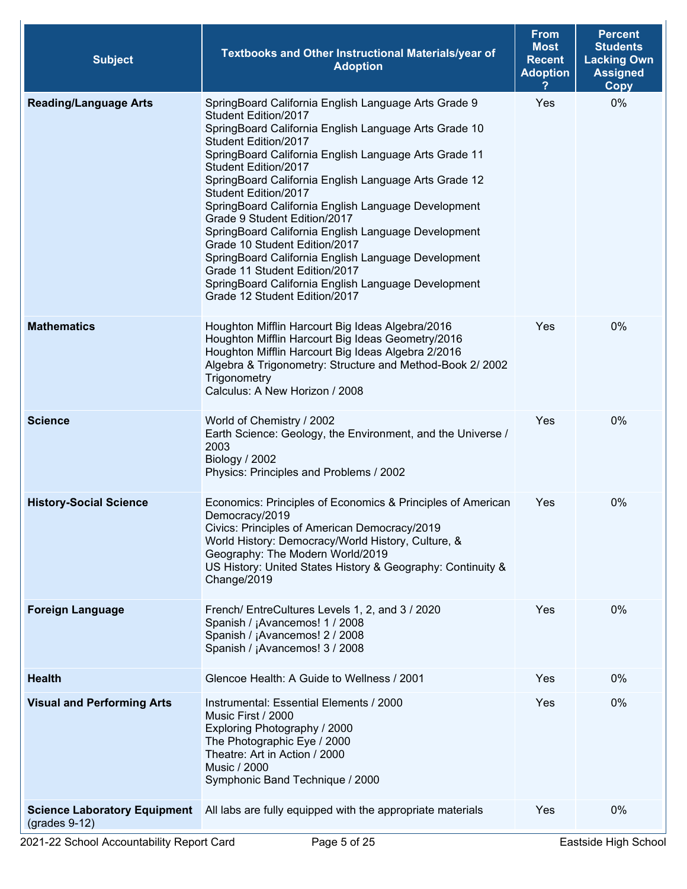| Subject | Textbooks and Other Instructional Materials/year of Adoption | From Most Recent Adoption ? | Percent Students Lacking Own Assigned Copy |
|---|---|---|---|
| **Reading/Language Arts** | SpringBoard California English Language Arts Grade 9 Student Edition/2017<br>SpringBoard California English Language Arts Grade 10 Student Edition/2017<br>SpringBoard California English Language Arts Grade 11 Student Edition/2017<br>SpringBoard California English Language Arts Grade 12 Student Edition/2017<br>SpringBoard California English Language Development Grade 9 Student Edition/2017<br>SpringBoard California English Language Development Grade 10 Student Edition/2017<br>SpringBoard California English Language Development Grade 11 Student Edition/2017<br>SpringBoard California English Language Development Grade 12 Student Edition/2017 | Yes | 0% |
| **Mathematics** | Houghton Mifflin Harcourt Big Ideas Algebra/2016<br>Houghton Mifflin Harcourt Big Ideas Geometry/2016<br>Houghton Mifflin Harcourt Big Ideas Algebra 2/2016<br>Algebra & Trigonometry: Structure and Method-Book 2/ 2002 Trigonometry<br>Calculus: A New Horizon / 2008 | Yes | 0% |
| **Science** | World of Chemistry / 2002<br>Earth Science: Geology, the Environment, and the Universe / 2003<br>Biology / 2002<br>Physics: Principles and Problems / 2002 | Yes | 0% |
| **History-Social Science** | Economics: Principles of Economics & Principles of American Democracy/2019<br>Civics: Principles of American Democracy/2019<br>World History: Democracy/World History, Culture, & Geography: The Modern World/2019<br>US History: United States History & Geography: Continuity & Change/2019 | Yes | 0% |
| **Foreign Language** | French/ EntreCultures Levels 1, 2, and 3 / 2020<br>Spanish / ¡Avancemos! 1 / 2008<br>Spanish / ¡Avancemos! 2 / 2008<br>Spanish / ¡Avancemos! 3 / 2008 | Yes | 0% |
| **Health** | Glencoe Health: A Guide to Wellness / 2001 | Yes | 0% |
| **Visual and Performing Arts** | Instrumental: Essential Elements / 2000<br>Music First / 2000<br>Exploring Photography / 2000<br>The Photographic Eye / 2000<br>Theatre: Art in Action / 2000<br>Music / 2000<br>Symphonic Band Technique / 2000 | Yes | 0% |
| **Science Laboratory Equipment** (grades 9-12) | All labs are fully equipped with the appropriate materials | Yes | 0% |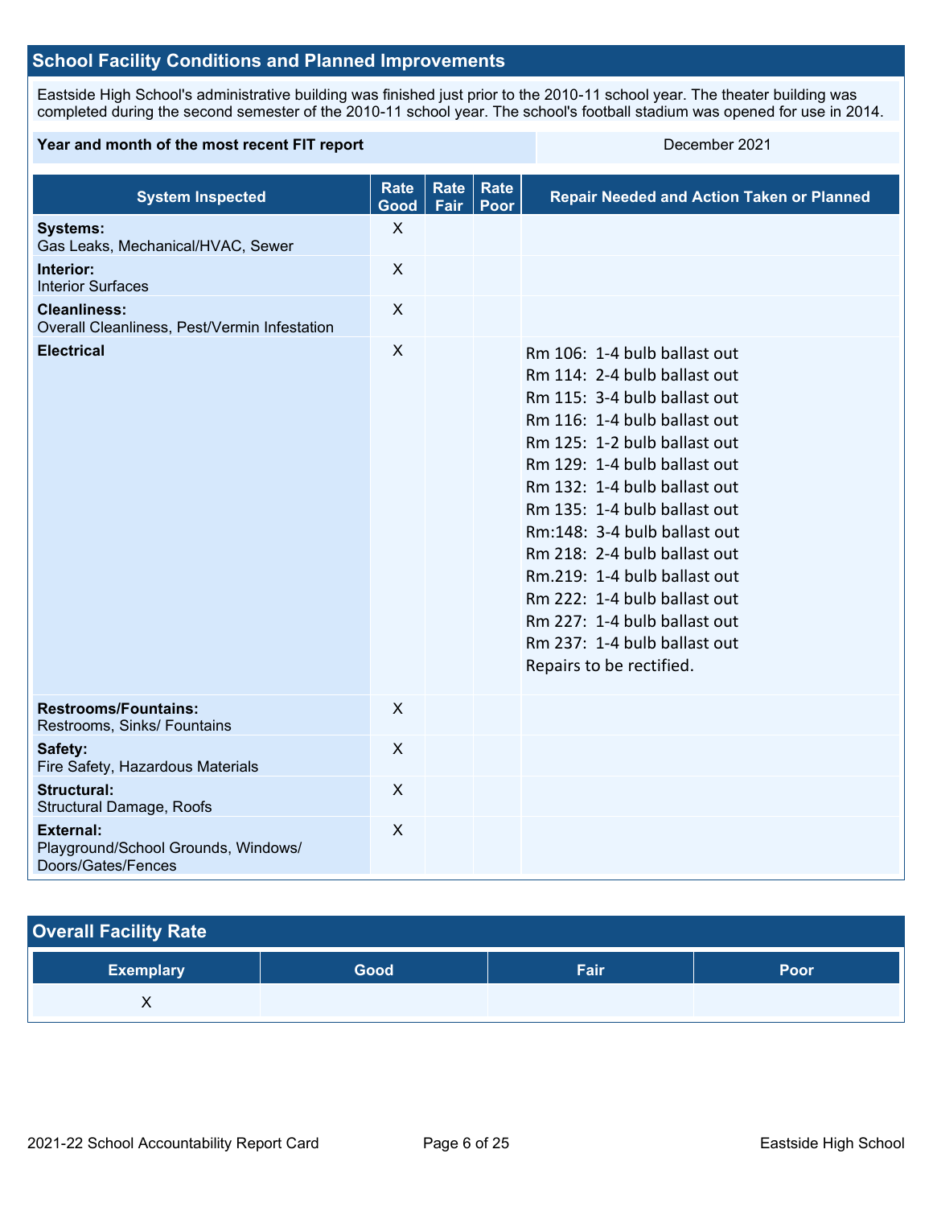## School Facility Conditions and Planned Improvements

Eastside High School's administrative building was finished just prior to the 2010-11 school year. The theater building was completed during the second semester of the 2010-11 school year. The school's football stadium was opened for use in 2014.

| Year and month of the most recent FIT report | December 2021 |
|---|---|

| System Inspected | Rate Good | Rate Fair | Rate Poor | Repair Needed and Action Taken or Planned |
|---|---|---|---|---|
| **Systems:** Gas Leaks, Mechanical/HVAC, Sewer | X | | | |
| **Interior:** Interior Surfaces | X | | | |
| **Cleanliness:** Overall Cleanliness, Pest/Vermin Infestation | X | | | |
| **Electrical** | X | | | Rm 106: 1-4 bulb ballast out<br>Rm 114: 2-4 bulb ballast out<br>Rm 115: 3-4 bulb ballast out<br>Rm 116: 1-4 bulb ballast out<br>Rm 125: 1-2 bulb ballast out<br>Rm 129: 1-4 bulb ballast out<br>Rm 132: 1-4 bulb ballast out<br>Rm 135: 1-4 bulb ballast out<br>Rm:148: 3-4 bulb ballast out<br>Rm 218: 2-4 bulb ballast out<br>Rm.219: 1-4 bulb ballast out<br>Rm 222: 1-4 bulb ballast out<br>Rm 227: 1-4 bulb ballast out<br>Rm 237: 1-4 bulb ballast out<br>Repairs to be rectified. |
| **Restrooms/Fountains:** Restrooms, Sinks/ Fountains | X | | | |
| **Safety:** Fire Safety, Hazardous Materials | X | | | |
| **Structural:** Structural Damage, Roofs | X | | | |
| **External:** Playground/School Grounds, Windows/ Doors/Gates/Fences | X | | | |

## Overall Facility Rate

| Exemplary | Good | Fair | Poor |
|---|---|---|---|
| X | | | |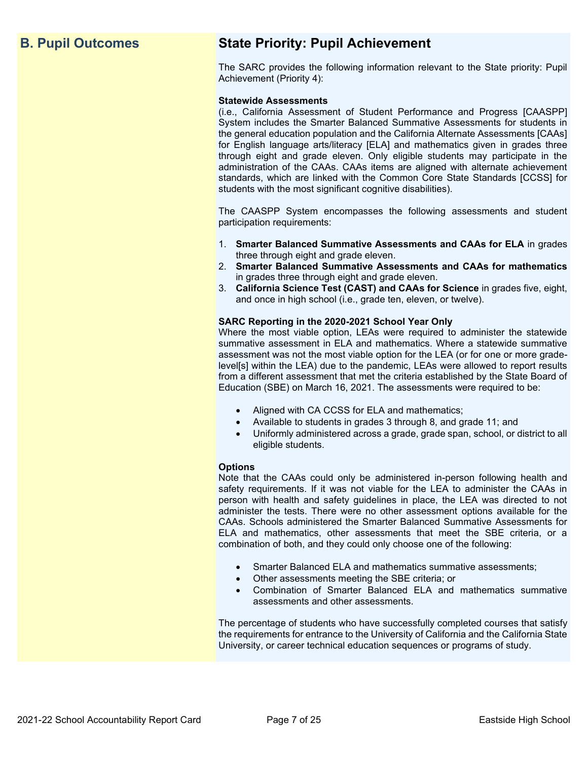## B. Pupil Outcomes

## State Priority: Pupil Achievement

The SARC provides the following information relevant to the State priority: Pupil Achievement (Priority 4):

**Statewide Assessments**
(i.e., California Assessment of Student Performance and Progress [CAASPP] System includes the Smarter Balanced Summative Assessments for students in the general education population and the California Alternate Assessments [CAAs] for English language arts/literacy [ELA] and mathematics given in grades three through eight and grade eleven. Only eligible students may participate in the administration of the CAAs. CAAs items are aligned with alternate achievement standards, which are linked with the Common Core State Standards [CCSS] for students with the most significant cognitive disabilities).

The CAASPP System encompasses the following assessments and student participation requirements:

1. **Smarter Balanced Summative Assessments and CAAs for ELA** in grades three through eight and grade eleven.
2. **Smarter Balanced Summative Assessments and CAAs for mathematics** in grades three through eight and grade eleven.
3. **California Science Test (CAST) and CAAs for Science** in grades five, eight, and once in high school (i.e., grade ten, eleven, or twelve).

**SARC Reporting in the 2020-2021 School Year Only**
Where the most viable option, LEAs were required to administer the statewide summative assessment in ELA and mathematics. Where a statewide summative assessment was not the most viable option for the LEA (or for one or more grade-level[s] within the LEA) due to the pandemic, LEAs were allowed to report results from a different assessment that met the criteria established by the State Board of Education (SBE) on March 16, 2021. The assessments were required to be:

- Aligned with CA CCSS for ELA and mathematics;
- Available to students in grades 3 through 8, and grade 11; and
- Uniformly administered across a grade, grade span, school, or district to all eligible students.

**Options**
Note that the CAAs could only be administered in-person following health and safety requirements. If it was not viable for the LEA to administer the CAAs in person with health and safety guidelines in place, the LEA was directed to not administer the tests. There were no other assessment options available for the CAAs. Schools administered the Smarter Balanced Summative Assessments for ELA and mathematics, other assessments that meet the SBE criteria, or a combination of both, and they could only choose one of the following:

- Smarter Balanced ELA and mathematics summative assessments;
- Other assessments meeting the SBE criteria; or
- Combination of Smarter Balanced ELA and mathematics summative assessments and other assessments.

The percentage of students who have successfully completed courses that satisfy the requirements for entrance to the University of California and the California State University, or career technical education sequences or programs of study.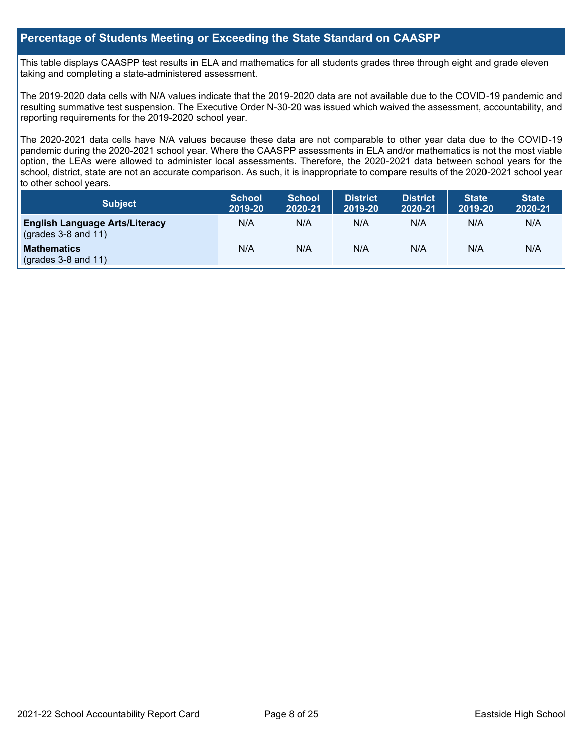## Percentage of Students Meeting or Exceeding the State Standard on CAASPP

This table displays CAASPP test results in ELA and mathematics for all students grades three through eight and grade eleven taking and completing a state-administered assessment.

The 2019-2020 data cells with N/A values indicate that the 2019-2020 data are not available due to the COVID-19 pandemic and resulting summative test suspension. The Executive Order N-30-20 was issued which waived the assessment, accountability, and reporting requirements for the 2019-2020 school year.

The 2020-2021 data cells have N/A values because these data are not comparable to other year data due to the COVID-19 pandemic during the 2020-2021 school year. Where the CAASPP assessments in ELA and/or mathematics is not the most viable option, the LEAs were allowed to administer local assessments. Therefore, the 2020-2021 data between school years for the school, district, state are not an accurate comparison. As such, it is inappropriate to compare results of the 2020-2021 school year to other school years.

| Subject | School 2019-20 | School 2020-21 | District 2019-20 | District 2020-21 | State 2019-20 | State 2020-21 |
|---|---|---|---|---|---|---|
| **English Language Arts/Literacy** (grades 3-8 and 11) | N/A | N/A | N/A | N/A | N/A | N/A |
| **Mathematics** (grades 3-8 and 11) | N/A | N/A | N/A | N/A | N/A | N/A |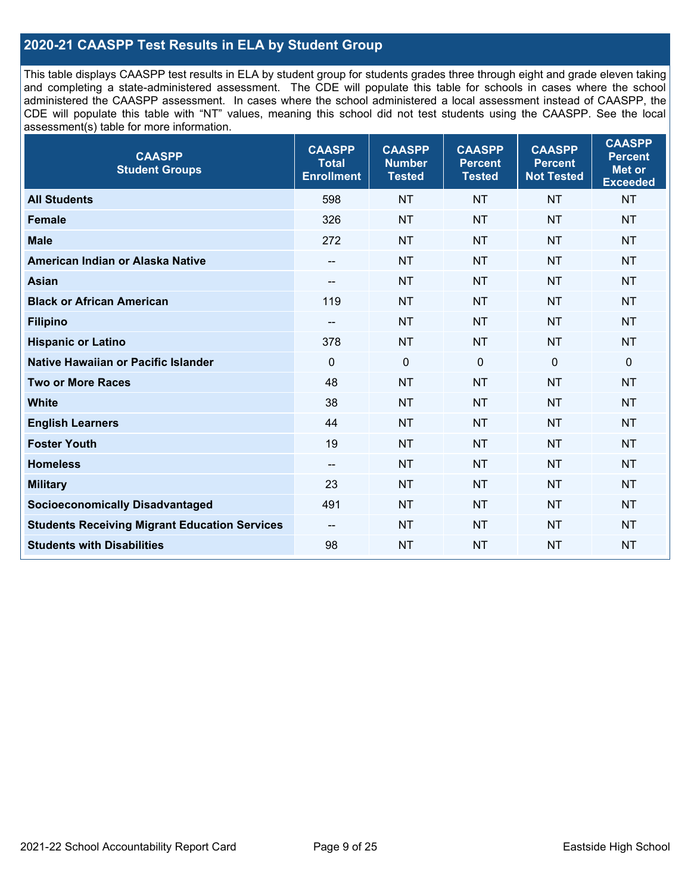## 2020-21 CAASPP Test Results in ELA by Student Group

This table displays CAASPP test results in ELA by student group for students grades three through eight and grade eleven taking and completing a state-administered assessment. The CDE will populate this table for schools in cases where the school administered the CAASPP assessment. In cases where the school administered a local assessment instead of CAASPP, the CDE will populate this table with "NT" values, meaning this school did not test students using the CAASPP. See the local assessment(s) table for more information.

| CAASPP Student Groups | CAASPP Total Enrollment | CAASPP Number Tested | CAASPP Percent Tested | CAASPP Percent Not Tested | CAASPP Percent Met or Exceeded |
|---|---|---|---|---|---|
| **All Students** | 598 | NT | NT | NT | NT |
| **Female** | 326 | NT | NT | NT | NT |
| **Male** | 272 | NT | NT | NT | NT |
| **American Indian or Alaska Native** | -- | NT | NT | NT | NT |
| **Asian** | -- | NT | NT | NT | NT |
| **Black or African American** | 119 | NT | NT | NT | NT |
| **Filipino** | -- | NT | NT | NT | NT |
| **Hispanic or Latino** | 378 | NT | NT | NT | NT |
| **Native Hawaiian or Pacific Islander** | 0 | 0 | 0 | 0 | 0 |
| **Two or More Races** | 48 | NT | NT | NT | NT |
| **White** | 38 | NT | NT | NT | NT |
| **English Learners** | 44 | NT | NT | NT | NT |
| **Foster Youth** | 19 | NT | NT | NT | NT |
| **Homeless** | -- | NT | NT | NT | NT |
| **Military** | 23 | NT | NT | NT | NT |
| **Socioeconomically Disadvantaged** | 491 | NT | NT | NT | NT |
| **Students Receiving Migrant Education Services** | -- | NT | NT | NT | NT |
| **Students with Disabilities** | 98 | NT | NT | NT | NT |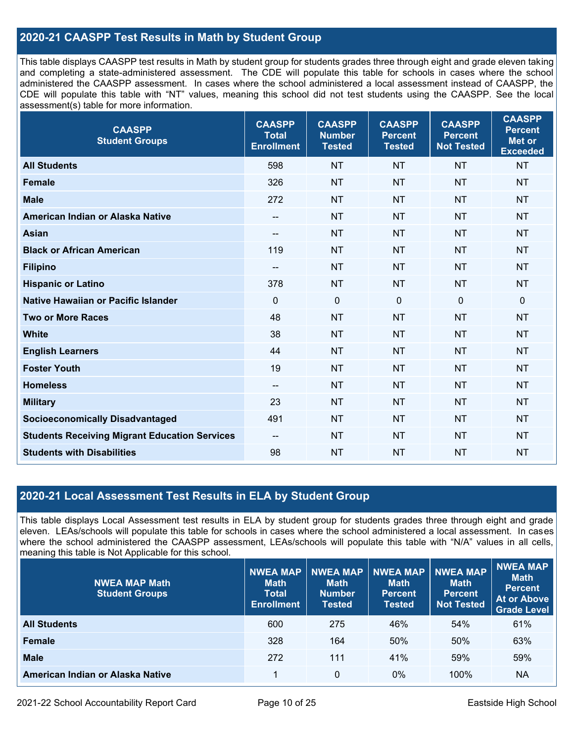## 2020-21 CAASPP Test Results in Math by Student Group

This table displays CAASPP test results in Math by student group for students grades three through eight and grade eleven taking and completing a state-administered assessment. The CDE will populate this table for schools in cases where the school administered the CAASPP assessment. In cases where the school administered a local assessment instead of CAASPP, the CDE will populate this table with "NT" values, meaning this school did not test students using the CAASPP. See the local assessment(s) table for more information.

| CAASPP Student Groups | CAASPP Total Enrollment | CAASPP Number Tested | CAASPP Percent Tested | CAASPP Percent Not Tested | CAASPP Percent Met or Exceeded |
|---|---|---|---|---|---|
| All Students | 598 | NT | NT | NT | NT |
| Female | 326 | NT | NT | NT | NT |
| Male | 272 | NT | NT | NT | NT |
| American Indian or Alaska Native | -- | NT | NT | NT | NT |
| Asian | -- | NT | NT | NT | NT |
| Black or African American | 119 | NT | NT | NT | NT |
| Filipino | -- | NT | NT | NT | NT |
| Hispanic or Latino | 378 | NT | NT | NT | NT |
| Native Hawaiian or Pacific Islander | 0 | 0 | 0 | 0 | 0 |
| Two or More Races | 48 | NT | NT | NT | NT |
| White | 38 | NT | NT | NT | NT |
| English Learners | 44 | NT | NT | NT | NT |
| Foster Youth | 19 | NT | NT | NT | NT |
| Homeless | -- | NT | NT | NT | NT |
| Military | 23 | NT | NT | NT | NT |
| Socioeconomically Disadvantaged | 491 | NT | NT | NT | NT |
| Students Receiving Migrant Education Services | -- | NT | NT | NT | NT |
| Students with Disabilities | 98 | NT | NT | NT | NT |

## 2020-21 Local Assessment Test Results in ELA by Student Group

This table displays Local Assessment test results in ELA by student group for students grades three through eight and grade eleven. LEAs/schools will populate this table for schools in cases where the school administered a local assessment. In cases where the school administered the CAASPP assessment, LEAs/schools will populate this table with "N/A" values in all cells, meaning this table is Not Applicable for this school.

| NWEA MAP Math Student Groups | NWEA MAP Math Total Enrollment | NWEA MAP Math Number Tested | NWEA MAP Math Percent Tested | NWEA MAP Math Percent Not Tested | NWEA MAP Math Percent At or Above Grade Level |
|---|---|---|---|---|---|
| All Students | 600 | 275 | 46% | 54% | 61% |
| Female | 328 | 164 | 50% | 50% | 63% |
| Male | 272 | 111 | 41% | 59% | 59% |
| American Indian or Alaska Native | 1 | 0 | 0% | 100% | NA |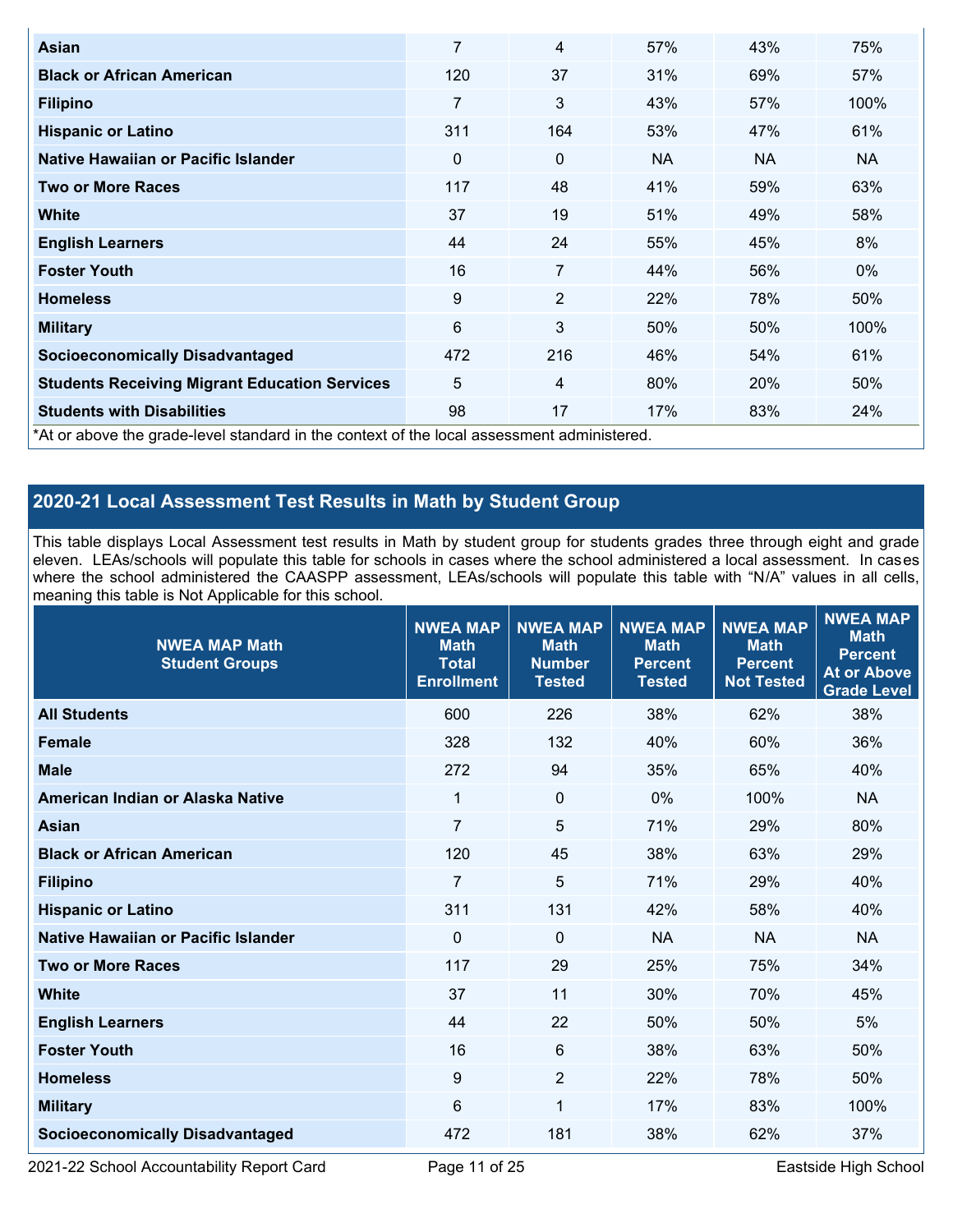| | | | | | |
|---|---|---|---|---|---|
| **Asian** | 7 | 4 | 57% | 43% | 75% |
| **Black or African American** | 120 | 37 | 31% | 69% | 57% |
| **Filipino** | 7 | 3 | 43% | 57% | 100% |
| **Hispanic or Latino** | 311 | 164 | 53% | 47% | 61% |
| **Native Hawaiian or Pacific Islander** | 0 | 0 | NA | NA | NA |
| **Two or More Races** | 117 | 48 | 41% | 59% | 63% |
| **White** | 37 | 19 | 51% | 49% | 58% |
| **English Learners** | 44 | 24 | 55% | 45% | 8% |
| **Foster Youth** | 16 | 7 | 44% | 56% | 0% |
| **Homeless** | 9 | 2 | 22% | 78% | 50% |
| **Military** | 6 | 3 | 50% | 50% | 100% |
| **Socioeconomically Disadvantaged** | 472 | 216 | 46% | 54% | 61% |
| **Students Receiving Migrant Education Services** | 5 | 4 | 80% | 20% | 50% |
| **Students with Disabilities** | 98 | 17 | 17% | 83% | 24% |

*At or above the grade-level standard in the context of the local assessment administered.

## 2020-21 Local Assessment Test Results in Math by Student Group

This table displays Local Assessment test results in Math by student group for students grades three through eight and grade eleven. LEAs/schools will populate this table for schools in cases where the school administered a local assessment. In cases where the school administered the CAASPP assessment, LEAs/schools will populate this table with "N/A" values in all cells, meaning this table is Not Applicable for this school.

| NWEA MAP Math Student Groups | NWEA MAP Math Total Enrollment | NWEA MAP Math Number Tested | NWEA MAP Math Percent Tested | NWEA MAP Math Percent Not Tested | NWEA MAP Math Percent At or Above Grade Level |
|---|---|---|---|---|---|
| **All Students** | 600 | 226 | 38% | 62% | 38% |
| **Female** | 328 | 132 | 40% | 60% | 36% |
| **Male** | 272 | 94 | 35% | 65% | 40% |
| **American Indian or Alaska Native** | 1 | 0 | 0% | 100% | NA |
| **Asian** | 7 | 5 | 71% | 29% | 80% |
| **Black or African American** | 120 | 45 | 38% | 63% | 29% |
| **Filipino** | 7 | 5 | 71% | 29% | 40% |
| **Hispanic or Latino** | 311 | 131 | 42% | 58% | 40% |
| **Native Hawaiian or Pacific Islander** | 0 | 0 | NA | NA | NA |
| **Two or More Races** | 117 | 29 | 25% | 75% | 34% |
| **White** | 37 | 11 | 30% | 70% | 45% |
| **English Learners** | 44 | 22 | 50% | 50% | 5% |
| **Foster Youth** | 16 | 6 | 38% | 63% | 50% |
| **Homeless** | 9 | 2 | 22% | 78% | 50% |
| **Military** | 6 | 1 | 17% | 83% | 100% |
| **Socioeconomically Disadvantaged** | 472 | 181 | 38% | 62% | 37% |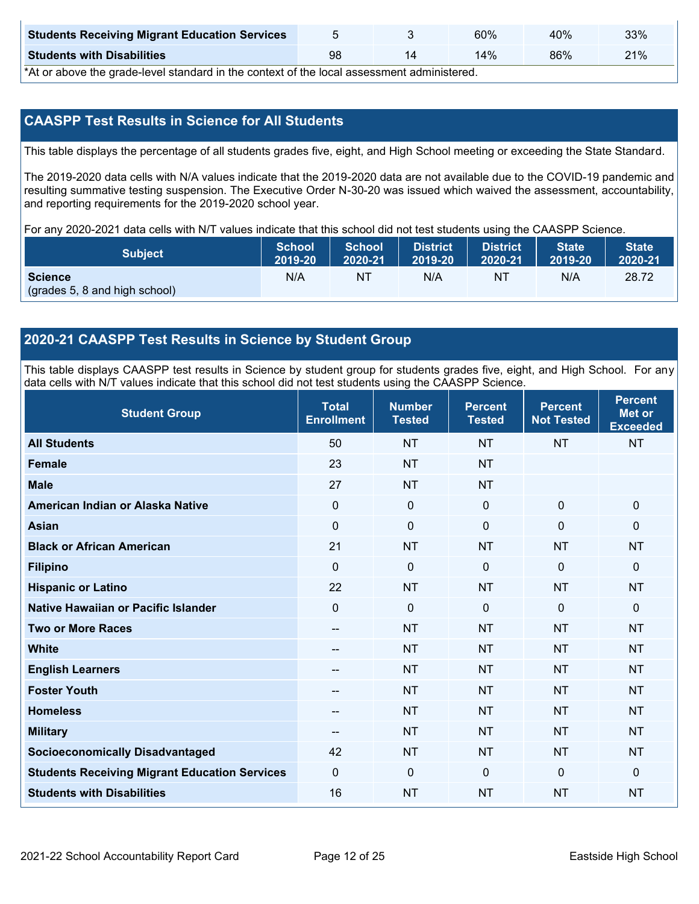| | | | | | |
|---|---|---|---|---|---|
| **Students Receiving Migrant Education Services** | 5 | 3 | 60% | 40% | 33% |
| **Students with Disabilities** | 98 | 14 | 14% | 86% | 21% |

*At or above the grade-level standard in the context of the local assessment administered.

## CAASPP Test Results in Science for All Students

This table displays the percentage of all students grades five, eight, and High School meeting or exceeding the State Standard.

The 2019-2020 data cells with N/A values indicate that the 2019-2020 data are not available due to the COVID-19 pandemic and resulting summative testing suspension. The Executive Order N-30-20 was issued which waived the assessment, accountability, and reporting requirements for the 2019-2020 school year.

For any 2020-2021 data cells with N/T values indicate that this school did not test students using the CAASPP Science.

| Subject | School 2019-20 | School 2020-21 | District 2019-20 | District 2020-21 | State 2019-20 | State 2020-21 |
|---|---|---|---|---|---|---|
| **Science** (grades 5, 8 and high school) | N/A | NT | N/A | NT | N/A | 28.72 |

## 2020-21 CAASPP Test Results in Science by Student Group

This table displays CAASPP test results in Science by student group for students grades five, eight, and High School. For any data cells with N/T values indicate that this school did not test students using the CAASPP Science.

| Student Group | Total Enrollment | Number Tested | Percent Tested | Percent Not Tested | Percent Met or Exceeded |
|---|---|---|---|---|---|
| **All Students** | 50 | NT | NT | NT | NT |
| **Female** | 23 | NT | NT | | |
| **Male** | 27 | NT | NT | | |
| **American Indian or Alaska Native** | 0 | 0 | 0 | 0 | 0 |
| **Asian** | 0 | 0 | 0 | 0 | 0 |
| **Black or African American** | 21 | NT | NT | NT | NT |
| **Filipino** | 0 | 0 | 0 | 0 | 0 |
| **Hispanic or Latino** | 22 | NT | NT | NT | NT |
| **Native Hawaiian or Pacific Islander** | 0 | 0 | 0 | 0 | 0 |
| **Two or More Races** | -- | NT | NT | NT | NT |
| **White** | -- | NT | NT | NT | NT |
| **English Learners** | -- | NT | NT | NT | NT |
| **Foster Youth** | -- | NT | NT | NT | NT |
| **Homeless** | -- | NT | NT | NT | NT |
| **Military** | -- | NT | NT | NT | NT |
| **Socioeconomically Disadvantaged** | 42 | NT | NT | NT | NT |
| **Students Receiving Migrant Education Services** | 0 | 0 | 0 | 0 | 0 |
| **Students with Disabilities** | 16 | NT | NT | NT | NT |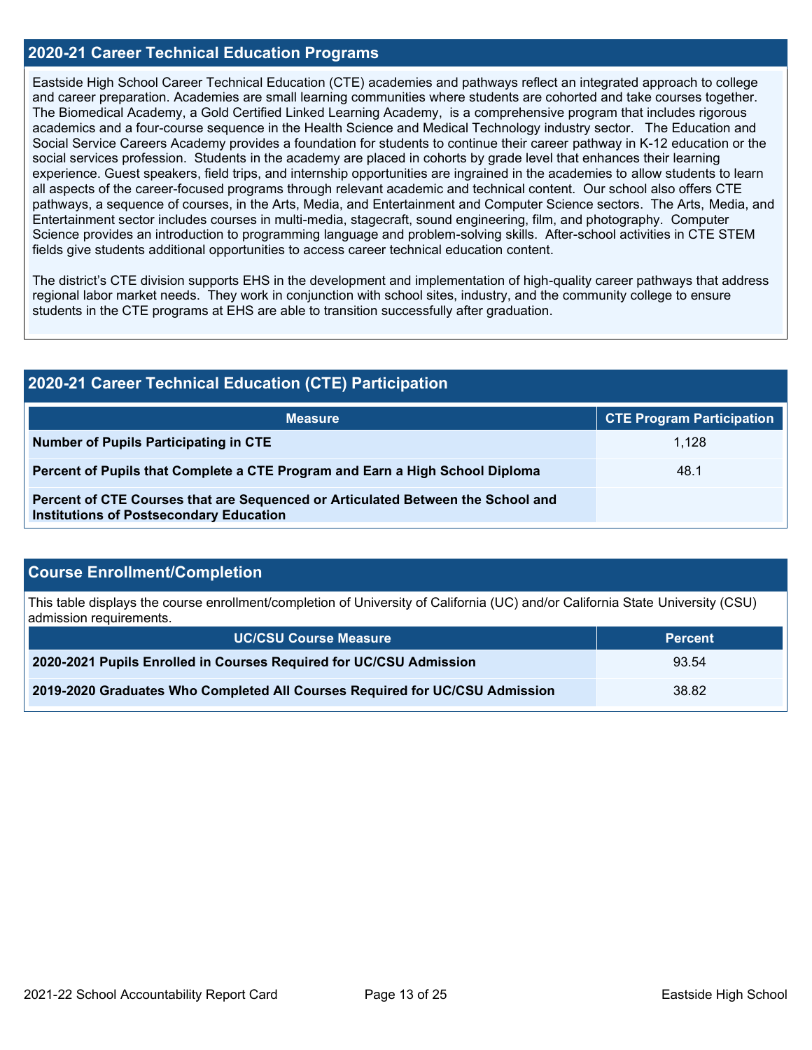## 2020-21 Career Technical Education Programs

Eastside High School Career Technical Education (CTE) academies and pathways reflect an integrated approach to college and career preparation. Academies are small learning communities where students are cohorted and take courses together. The Biomedical Academy, a Gold Certified Linked Learning Academy, is a comprehensive program that includes rigorous academics and a four-course sequence in the Health Science and Medical Technology industry sector. The Education and Social Service Careers Academy provides a foundation for students to continue their career pathway in K-12 education or the social services profession. Students in the academy are placed in cohorts by grade level that enhances their learning experience. Guest speakers, field trips, and internship opportunities are ingrained in the academies to allow students to learn all aspects of the career-focused programs through relevant academic and technical content. Our school also offers CTE pathways, a sequence of courses, in the Arts, Media, and Entertainment and Computer Science sectors. The Arts, Media, and Entertainment sector includes courses in multi-media, stagecraft, sound engineering, film, and photography. Computer Science provides an introduction to programming language and problem-solving skills. After-school activities in CTE STEM fields give students additional opportunities to access career technical education content.

The district's CTE division supports EHS in the development and implementation of high-quality career pathways that address regional labor market needs. They work in conjunction with school sites, industry, and the community college to ensure students in the CTE programs at EHS are able to transition successfully after graduation.

## 2020-21 Career Technical Education (CTE) Participation

| Measure | CTE Program Participation |
|---|---|
| **Number of Pupils Participating in CTE** | 1,128 |
| **Percent of Pupils that Complete a CTE Program and Earn a High School Diploma** | 48.1 |
| **Percent of CTE Courses that are Sequenced or Articulated Between the School and Institutions of Postsecondary Education** | |

## Course Enrollment/Completion

This table displays the course enrollment/completion of University of California (UC) and/or California State University (CSU) admission requirements.

| UC/CSU Course Measure | Percent |
|---|---|
| **2020-2021 Pupils Enrolled in Courses Required for UC/CSU Admission** | 93.54 |
| **2019-2020 Graduates Who Completed All Courses Required for UC/CSU Admission** | 38.82 |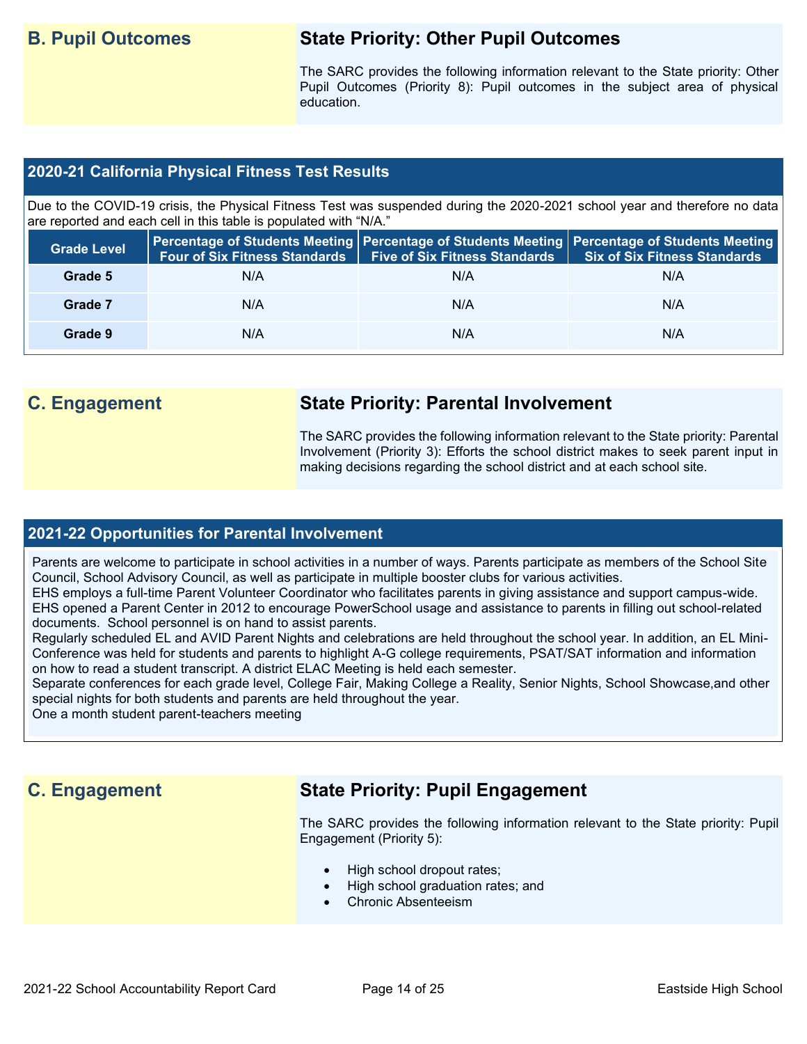## B. Pupil Outcomes

### State Priority: Other Pupil Outcomes

The SARC provides the following information relevant to the State priority: Other Pupil Outcomes (Priority 8): Pupil outcomes in the subject area of physical education.

### 2020-21 California Physical Fitness Test Results

Due to the COVID-19 crisis, the Physical Fitness Test was suspended during the 2020-2021 school year and therefore no data are reported and each cell in this table is populated with "N/A."

| Grade Level | Percentage of Students Meeting Four of Six Fitness Standards | Percentage of Students Meeting Five of Six Fitness Standards | Percentage of Students Meeting Six of Six Fitness Standards |
|---|---|---|---|
| Grade 5 | N/A | N/A | N/A |
| Grade 7 | N/A | N/A | N/A |
| Grade 9 | N/A | N/A | N/A |

## C. Engagement

### State Priority: Parental Involvement

The SARC provides the following information relevant to the State priority: Parental Involvement (Priority 3): Efforts the school district makes to seek parent input in making decisions regarding the school district and at each school site.

### 2021-22 Opportunities for Parental Involvement

Parents are welcome to participate in school activities in a number of ways. Parents participate as members of the School Site Council, School Advisory Council, as well as participate in multiple booster clubs for various activities.
EHS employs a full-time Parent Volunteer Coordinator who facilitates parents in giving assistance and support campus-wide.
EHS opened a Parent Center in 2012 to encourage PowerSchool usage and assistance to parents in filling out school-related documents. School personnel is on hand to assist parents.
Regularly scheduled EL and AVID Parent Nights and celebrations are held throughout the school year. In addition, an EL Mini-Conference was held for students and parents to highlight A-G college requirements, PSAT/SAT information and information on how to read a student transcript. A district ELAC Meeting is held each semester.
Separate conferences for each grade level, College Fair, Making College a Reality, Senior Nights, School Showcase,and other special nights for both students and parents are held throughout the year.
One a month student parent-teachers meeting

## C. Engagement

### State Priority: Pupil Engagement

The SARC provides the following information relevant to the State priority: Pupil Engagement (Priority 5):

- High school dropout rates;
- High school graduation rates; and
- Chronic Absenteeism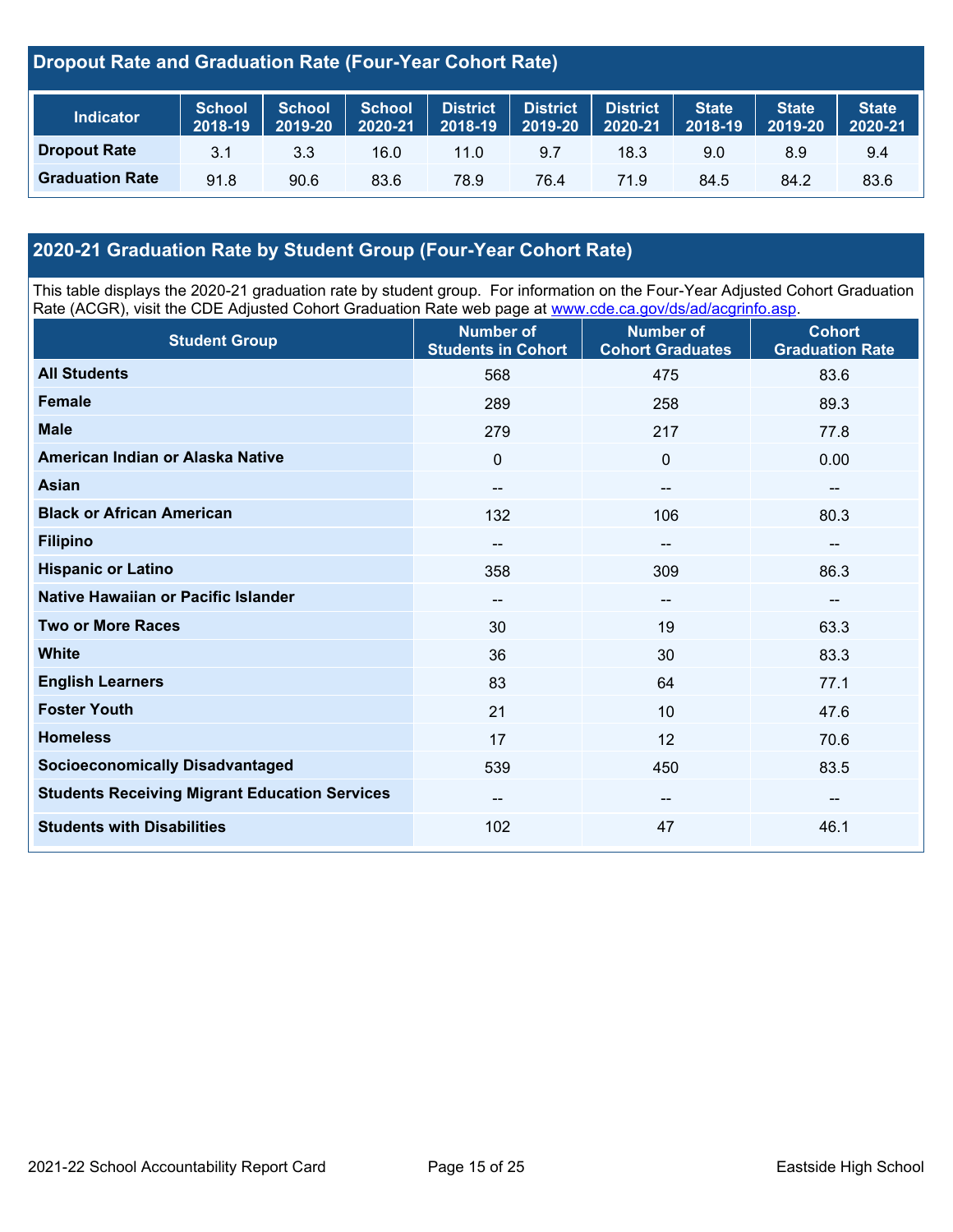## Dropout Rate and Graduation Rate (Four-Year Cohort Rate)

| Indicator | School 2018-19 | School 2019-20 | School 2020-21 | District 2018-19 | District 2019-20 | District 2020-21 | State 2018-19 | State 2019-20 | State 2020-21 |
|---|---|---|---|---|---|---|---|---|---|
| Dropout Rate | 3.1 | 3.3 | 16.0 | 11.0 | 9.7 | 18.3 | 9.0 | 8.9 | 9.4 |
| Graduation Rate | 91.8 | 90.6 | 83.6 | 78.9 | 76.4 | 71.9 | 84.5 | 84.2 | 83.6 |

## 2020-21 Graduation Rate by Student Group (Four-Year Cohort Rate)

This table displays the 2020-21 graduation rate by student group. For information on the Four-Year Adjusted Cohort Graduation Rate (ACGR), visit the CDE Adjusted Cohort Graduation Rate web page at www.cde.ca.gov/ds/ad/acgrinfo.asp.

| Student Group | Number of Students in Cohort | Number of Cohort Graduates | Cohort Graduation Rate |
|---|---|---|---|
| All Students | 568 | 475 | 83.6 |
| Female | 289 | 258 | 89.3 |
| Male | 279 | 217 | 77.8 |
| American Indian or Alaska Native | 0 | 0 | 0.00 |
| Asian | -- | -- | -- |
| Black or African American | 132 | 106 | 80.3 |
| Filipino | -- | -- | -- |
| Hispanic or Latino | 358 | 309 | 86.3 |
| Native Hawaiian or Pacific Islander | -- | -- | -- |
| Two or More Races | 30 | 19 | 63.3 |
| White | 36 | 30 | 83.3 |
| English Learners | 83 | 64 | 77.1 |
| Foster Youth | 21 | 10 | 47.6 |
| Homeless | 17 | 12 | 70.6 |
| Socioeconomically Disadvantaged | 539 | 450 | 83.5 |
| Students Receiving Migrant Education Services | -- | -- | -- |
| Students with Disabilities | 102 | 47 | 46.1 |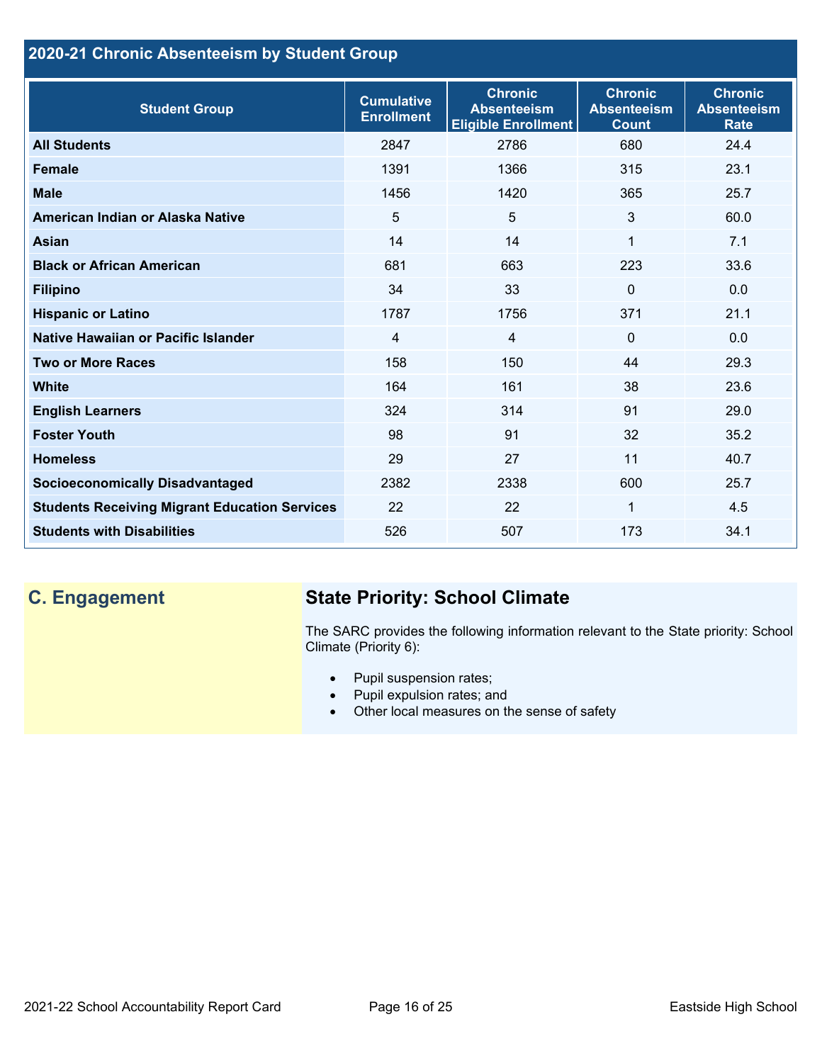## 2020-21 Chronic Absenteeism by Student Group

| Student Group | Cumulative Enrollment | Chronic Absenteeism Eligible Enrollment | Chronic Absenteeism Count | Chronic Absenteeism Rate |
|---|---|---|---|---|
| **All Students** | 2847 | 2786 | 680 | 24.4 |
| **Female** | 1391 | 1366 | 315 | 23.1 |
| **Male** | 1456 | 1420 | 365 | 25.7 |
| **American Indian or Alaska Native** | 5 | 5 | 3 | 60.0 |
| **Asian** | 14 | 14 | 1 | 7.1 |
| **Black or African American** | 681 | 663 | 223 | 33.6 |
| **Filipino** | 34 | 33 | 0 | 0.0 |
| **Hispanic or Latino** | 1787 | 1756 | 371 | 21.1 |
| **Native Hawaiian or Pacific Islander** | 4 | 4 | 0 | 0.0 |
| **Two or More Races** | 158 | 150 | 44 | 29.3 |
| **White** | 164 | 161 | 38 | 23.6 |
| **English Learners** | 324 | 314 | 91 | 29.0 |
| **Foster Youth** | 98 | 91 | 32 | 35.2 |
| **Homeless** | 29 | 27 | 11 | 40.7 |
| **Socioeconomically Disadvantaged** | 2382 | 2338 | 600 | 25.7 |
| **Students Receiving Migrant Education Services** | 22 | 22 | 1 | 4.5 |
| **Students with Disabilities** | 526 | 507 | 173 | 34.1 |

## C. Engagement

### State Priority: School Climate

The SARC provides the following information relevant to the State priority: School Climate (Priority 6):

- Pupil suspension rates;
- Pupil expulsion rates; and
- Other local measures on the sense of safety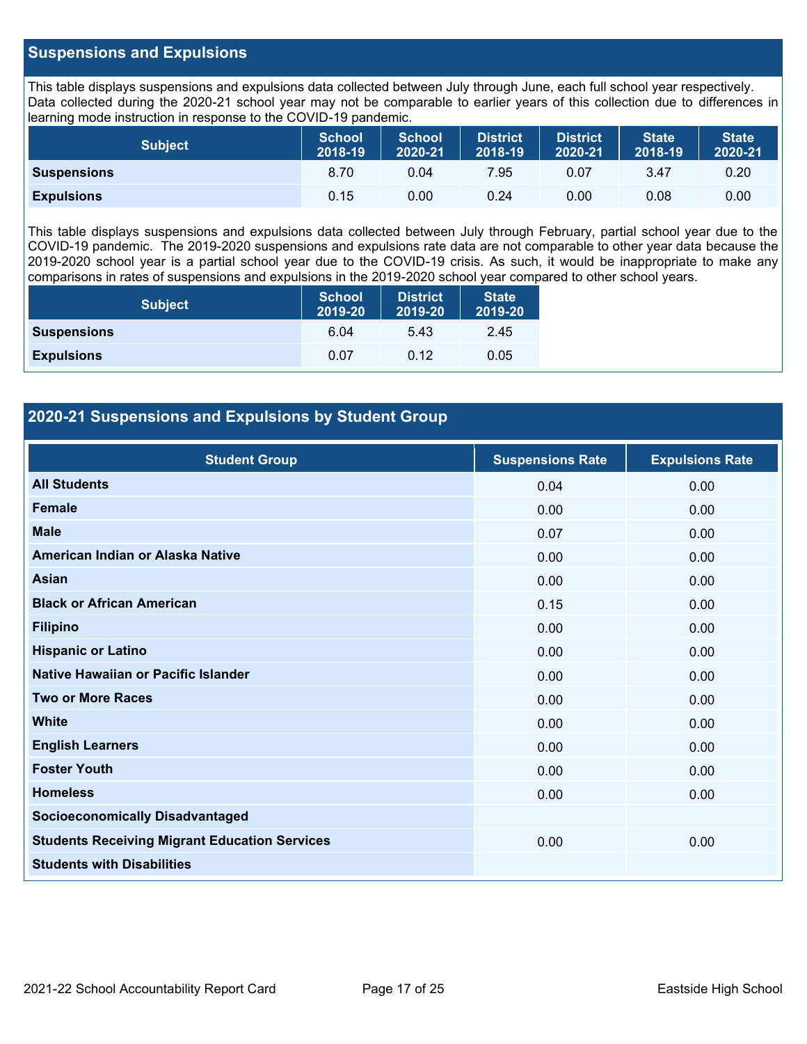## Suspensions and Expulsions

This table displays suspensions and expulsions data collected between July through June, each full school year respectively. Data collected during the 2020-21 school year may not be comparable to earlier years of this collection due to differences in learning mode instruction in response to the COVID-19 pandemic.

| Subject | School 2018-19 | School 2020-21 | District 2018-19 | District 2020-21 | State 2018-19 | State 2020-21 |
|---|---|---|---|---|---|---|
| **Suspensions** | 8.70 | 0.04 | 7.95 | 0.07 | 3.47 | 0.20 |
| **Expulsions** | 0.15 | 0.00 | 0.24 | 0.00 | 0.08 | 0.00 |

This table displays suspensions and expulsions data collected between July through February, partial school year due to the COVID-19 pandemic. The 2019-2020 suspensions and expulsions rate data are not comparable to other year data because the 2019-2020 school year is a partial school year due to the COVID-19 crisis. As such, it would be inappropriate to make any comparisons in rates of suspensions and expulsions in the 2019-2020 school year compared to other school years.

| Subject | School 2019-20 | District 2019-20 | State 2019-20 |
|---|---|---|---|
| **Suspensions** | 6.04 | 5.43 | 2.45 |
| **Expulsions** | 0.07 | 0.12 | 0.05 |

## 2020-21 Suspensions and Expulsions by Student Group

| Student Group | Suspensions Rate | Expulsions Rate |
|---|---|---|
| **All Students** | 0.04 | 0.00 |
| **Female** | 0.00 | 0.00 |
| **Male** | 0.07 | 0.00 |
| **American Indian or Alaska Native** | 0.00 | 0.00 |
| **Asian** | 0.00 | 0.00 |
| **Black or African American** | 0.15 | 0.00 |
| **Filipino** | 0.00 | 0.00 |
| **Hispanic or Latino** | 0.00 | 0.00 |
| **Native Hawaiian or Pacific Islander** | 0.00 | 0.00 |
| **Two or More Races** | 0.00 | 0.00 |
| **White** | 0.00 | 0.00 |
| **English Learners** | 0.00 | 0.00 |
| **Foster Youth** | 0.00 | 0.00 |
| **Homeless** | 0.00 | 0.00 |
| **Socioeconomically Disadvantaged** | | |
| **Students Receiving Migrant Education Services** | 0.00 | 0.00 |
| **Students with Disabilities** | | |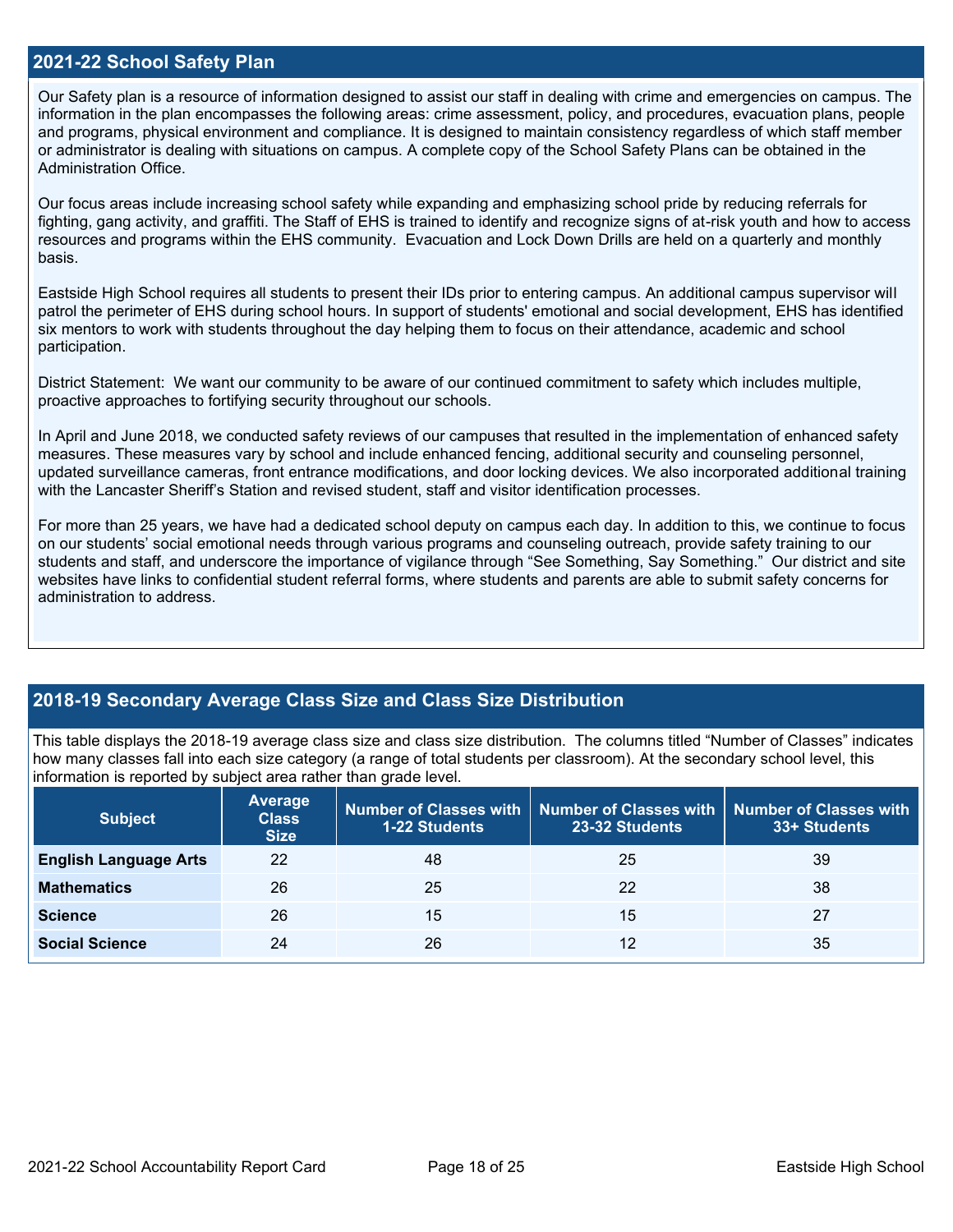## 2021-22 School Safety Plan

Our Safety plan is a resource of information designed to assist our staff in dealing with crime and emergencies on campus. The information in the plan encompasses the following areas: crime assessment, policy, and procedures, evacuation plans, people and programs, physical environment and compliance. It is designed to maintain consistency regardless of which staff member or administrator is dealing with situations on campus. A complete copy of the School Safety Plans can be obtained in the Administration Office.

Our focus areas include increasing school safety while expanding and emphasizing school pride by reducing referrals for fighting, gang activity, and graffiti. The Staff of EHS is trained to identify and recognize signs of at-risk youth and how to access resources and programs within the EHS community. Evacuation and Lock Down Drills are held on a quarterly and monthly basis.

Eastside High School requires all students to present their IDs prior to entering campus. An additional campus supervisor will patrol the perimeter of EHS during school hours. In support of students' emotional and social development, EHS has identified six mentors to work with students throughout the day helping them to focus on their attendance, academic and school participation.

District Statement: We want our community to be aware of our continued commitment to safety which includes multiple, proactive approaches to fortifying security throughout our schools.

In April and June 2018, we conducted safety reviews of our campuses that resulted in the implementation of enhanced safety measures. These measures vary by school and include enhanced fencing, additional security and counseling personnel, updated surveillance cameras, front entrance modifications, and door locking devices. We also incorporated additional training with the Lancaster Sheriff's Station and revised student, staff and visitor identification processes.

For more than 25 years, we have had a dedicated school deputy on campus each day. In addition to this, we continue to focus on our students' social emotional needs through various programs and counseling outreach, provide safety training to our students and staff, and underscore the importance of vigilance through "See Something, Say Something." Our district and site websites have links to confidential student referral forms, where students and parents are able to submit safety concerns for administration to address.

## 2018-19 Secondary Average Class Size and Class Size Distribution

This table displays the 2018-19 average class size and class size distribution. The columns titled "Number of Classes" indicates how many classes fall into each size category (a range of total students per classroom). At the secondary school level, this information is reported by subject area rather than grade level.

| Subject | Average Class Size | Number of Classes with 1-22 Students | Number of Classes with 23-32 Students | Number of Classes with 33+ Students |
|---|---|---|---|---|
| **English Language Arts** | 22 | 48 | 25 | 39 |
| **Mathematics** | 26 | 25 | 22 | 38 |
| **Science** | 26 | 15 | 15 | 27 |
| **Social Science** | 24 | 26 | 12 | 35 |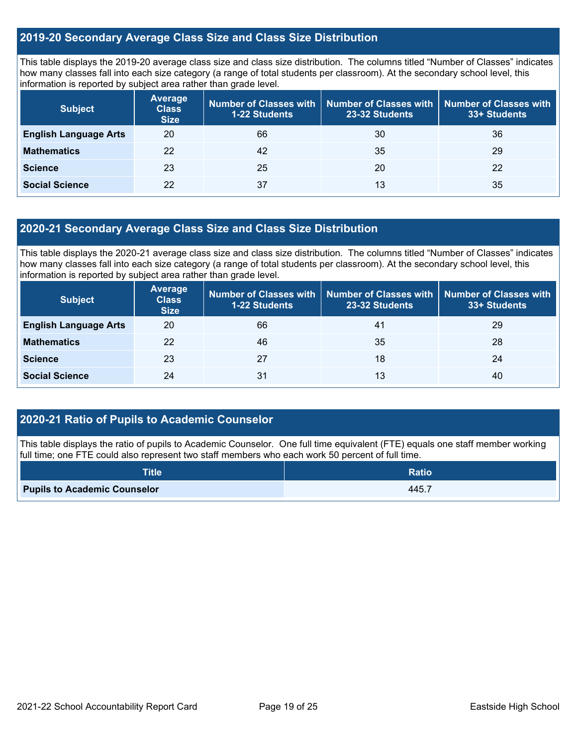## 2019-20 Secondary Average Class Size and Class Size Distribution

This table displays the 2019-20 average class size and class size distribution. The columns titled "Number of Classes" indicates how many classes fall into each size category (a range of total students per classroom). At the secondary school level, this information is reported by subject area rather than grade level.

| Subject | Average Class Size | Number of Classes with 1-22 Students | Number of Classes with 23-32 Students | Number of Classes with 33+ Students |
|---|---|---|---|---|
| **English Language Arts** | 20 | 66 | 30 | 36 |
| **Mathematics** | 22 | 42 | 35 | 29 |
| **Science** | 23 | 25 | 20 | 22 |
| **Social Science** | 22 | 37 | 13 | 35 |

## 2020-21 Secondary Average Class Size and Class Size Distribution

This table displays the 2020-21 average class size and class size distribution. The columns titled "Number of Classes" indicates how many classes fall into each size category (a range of total students per classroom). At the secondary school level, this information is reported by subject area rather than grade level.

| Subject | Average Class Size | Number of Classes with 1-22 Students | Number of Classes with 23-32 Students | Number of Classes with 33+ Students |
|---|---|---|---|---|
| **English Language Arts** | 20 | 66 | 41 | 29 |
| **Mathematics** | 22 | 46 | 35 | 28 |
| **Science** | 23 | 27 | 18 | 24 |
| **Social Science** | 24 | 31 | 13 | 40 |

## 2020-21 Ratio of Pupils to Academic Counselor

This table displays the ratio of pupils to Academic Counselor. One full time equivalent (FTE) equals one staff member working full time; one FTE could also represent two staff members who each work 50 percent of full time.

| Title | Ratio |
|---|---|
| **Pupils to Academic Counselor** | 445.7 |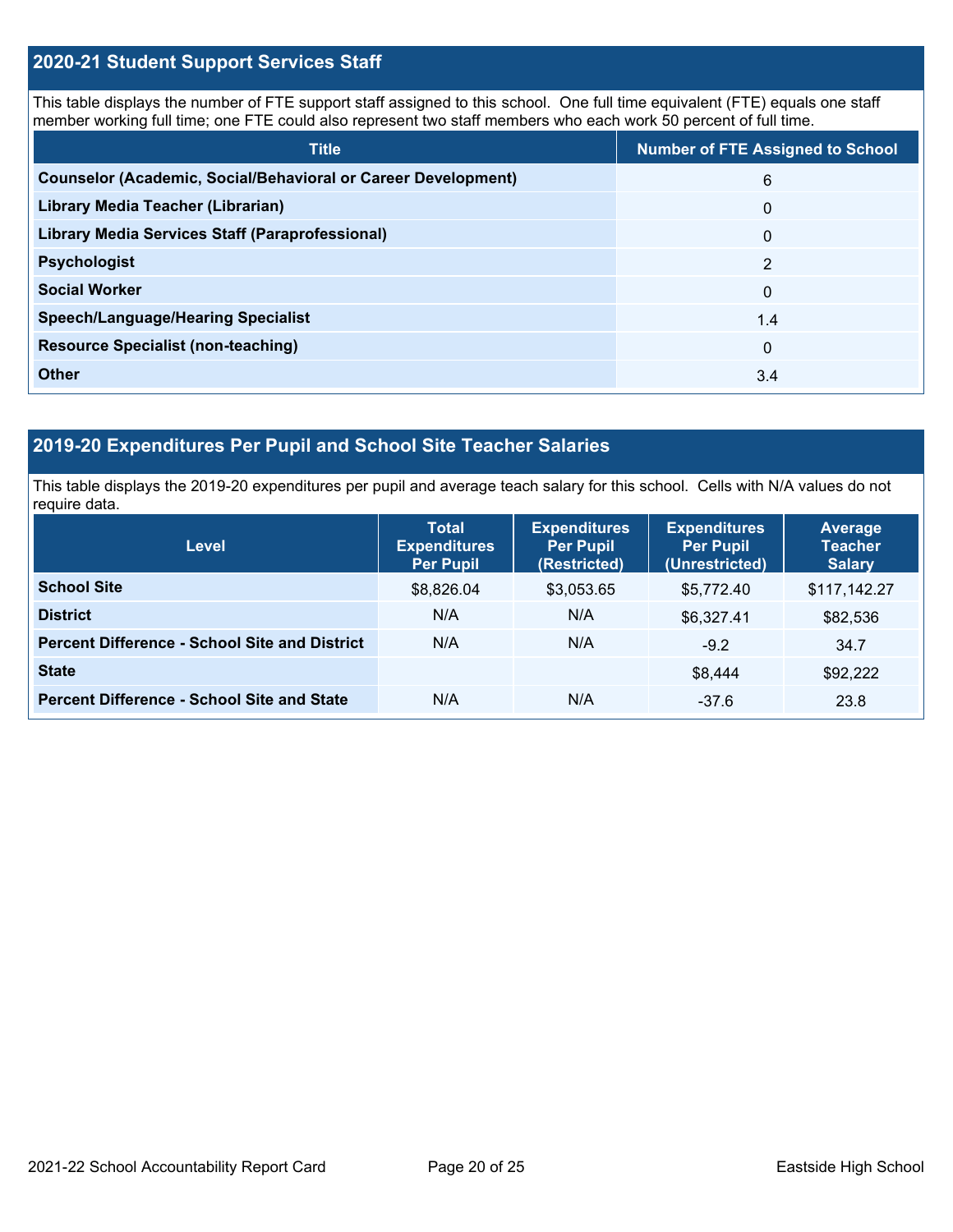## 2020-21 Student Support Services Staff

This table displays the number of FTE support staff assigned to this school. One full time equivalent (FTE) equals one staff member working full time; one FTE could also represent two staff members who each work 50 percent of full time.

| Title | Number of FTE Assigned to School |
| --- | --- |
| **Counselor (Academic, Social/Behavioral or Career Development)** | 6 |
| **Library Media Teacher (Librarian)** | 0 |
| **Library Media Services Staff (Paraprofessional)** | 0 |
| **Psychologist** | 2 |
| **Social Worker** | 0 |
| **Speech/Language/Hearing Specialist** | 1.4 |
| **Resource Specialist (non-teaching)** | 0 |
| **Other** | 3.4 |

## 2019-20 Expenditures Per Pupil and School Site Teacher Salaries

This table displays the 2019-20 expenditures per pupil and average teach salary for this school. Cells with N/A values do not require data.

| Level | Total Expenditures Per Pupil | Expenditures Per Pupil (Restricted) | Expenditures Per Pupil (Unrestricted) | Average Teacher Salary |
| --- | --- | --- | --- | --- |
| **School Site** | $8,826.04 | $3,053.65 | $5,772.40 | $117,142.27 |
| **District** | N/A | N/A | $6,327.41 | $82,536 |
| **Percent Difference - School Site and District** | N/A | N/A | -9.2 | 34.7 |
| **State** | | | $8,444 | $92,222 |
| **Percent Difference - School Site and State** | N/A | N/A | -37.6 | 23.8 |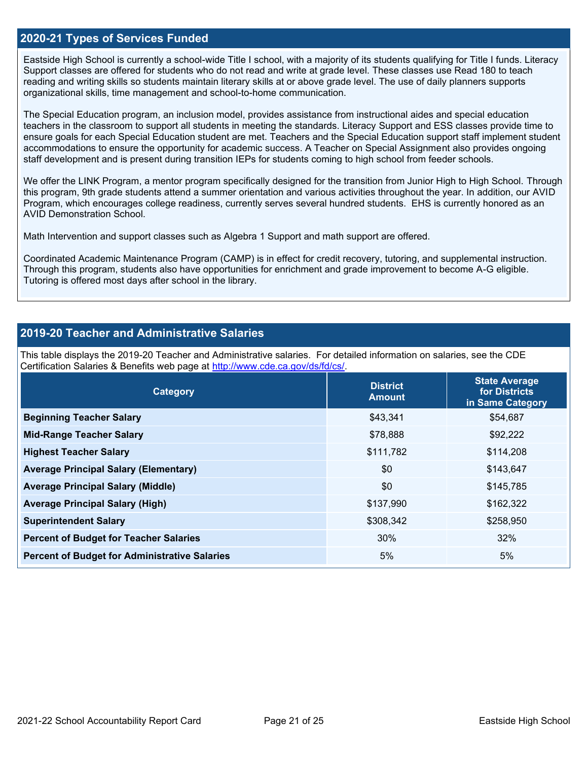## 2020-21 Types of Services Funded

Eastside High School is currently a school-wide Title I school, with a majority of its students qualifying for Title I funds. Literacy Support classes are offered for students who do not read and write at grade level. These classes use Read 180 to teach reading and writing skills so students maintain literary skills at or above grade level. The use of daily planners supports organizational skills, time management and school-to-home communication.

The Special Education program, an inclusion model, provides assistance from instructional aides and special education teachers in the classroom to support all students in meeting the standards. Literacy Support and ESS classes provide time to ensure goals for each Special Education student are met. Teachers and the Special Education support staff implement student accommodations to ensure the opportunity for academic success. A Teacher on Special Assignment also provides ongoing staff development and is present during transition IEPs for students coming to high school from feeder schools.

We offer the LINK Program, a mentor program specifically designed for the transition from Junior High to High School. Through this program, 9th grade students attend a summer orientation and various activities throughout the year. In addition, our AVID Program, which encourages college readiness, currently serves several hundred students. EHS is currently honored as an AVID Demonstration School.

Math Intervention and support classes such as Algebra 1 Support and math support are offered.

Coordinated Academic Maintenance Program (CAMP) is in effect for credit recovery, tutoring, and supplemental instruction. Through this program, students also have opportunities for enrichment and grade improvement to become A-G eligible. Tutoring is offered most days after school in the library.

## 2019-20 Teacher and Administrative Salaries

This table displays the 2019-20 Teacher and Administrative salaries. For detailed information on salaries, see the CDE Certification Salaries & Benefits web page at http://www.cde.ca.gov/ds/fd/cs/.

| Category | District Amount | State Average for Districts in Same Category |
|---|---|---|
| **Beginning Teacher Salary** | $43,341 | $54,687 |
| **Mid-Range Teacher Salary** | $78,888 | $92,222 |
| **Highest Teacher Salary** | $111,782 | $114,208 |
| **Average Principal Salary (Elementary)** | $0 | $143,647 |
| **Average Principal Salary (Middle)** | $0 | $145,785 |
| **Average Principal Salary (High)** | $137,990 | $162,322 |
| **Superintendent Salary** | $308,342 | $258,950 |
| **Percent of Budget for Teacher Salaries** | 30% | 32% |
| **Percent of Budget for Administrative Salaries** | 5% | 5% |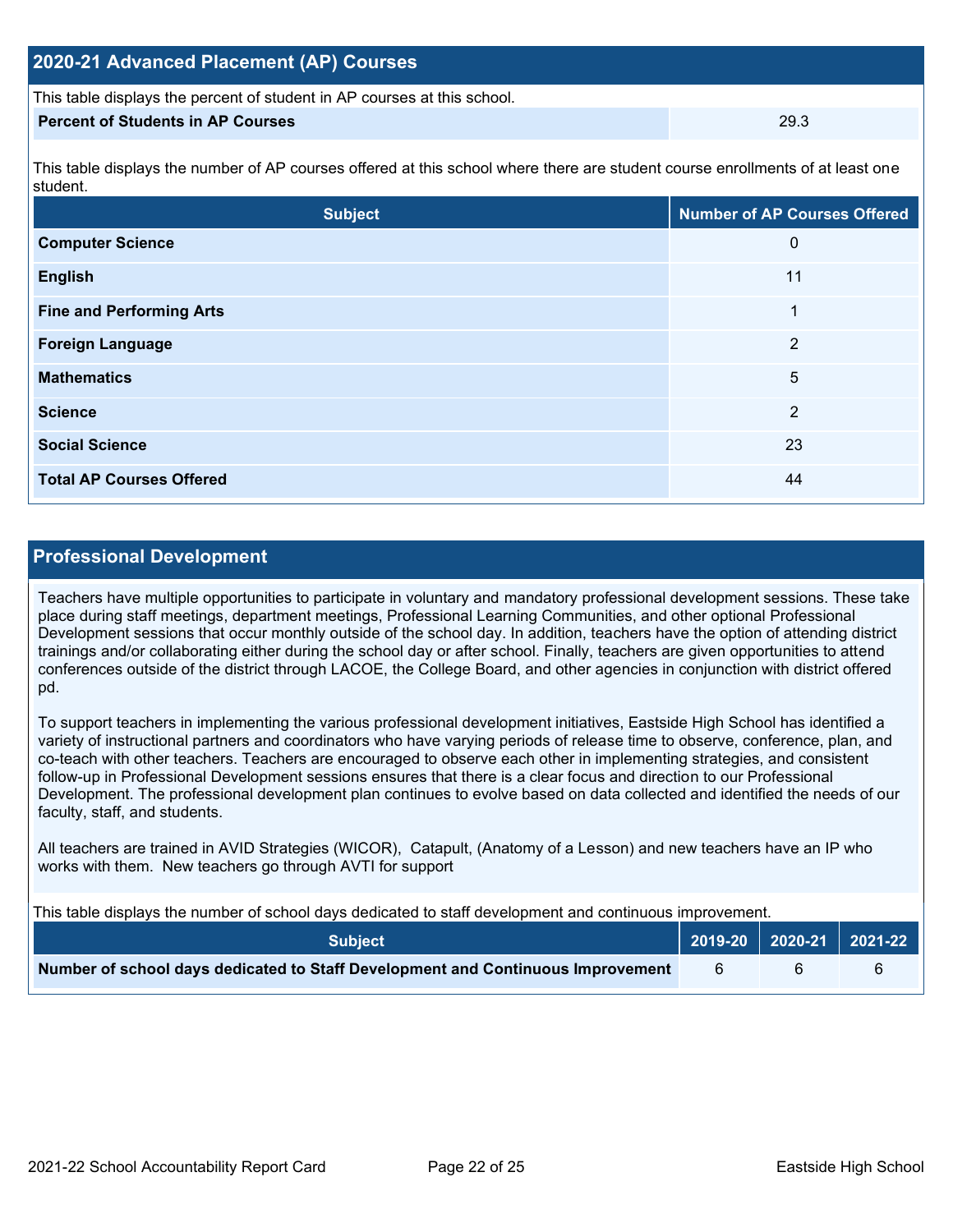## 2020-21 Advanced Placement (AP) Courses

This table displays the percent of student in AP courses at this school.

| Percent of Students in AP Courses | 29.3 |
|---|---|

This table displays the number of AP courses offered at this school where there are student course enrollments of at least one student.

| Subject | Number of AP Courses Offered |
|---|---|
| **Computer Science** | 0 |
| **English** | 11 |
| **Fine and Performing Arts** | 1 |
| **Foreign Language** | 2 |
| **Mathematics** | 5 |
| **Science** | 2 |
| **Social Science** | 23 |
| **Total AP Courses Offered** | 44 |

## Professional Development

Teachers have multiple opportunities to participate in voluntary and mandatory professional development sessions. These take place during staff meetings, department meetings, Professional Learning Communities, and other optional Professional Development sessions that occur monthly outside of the school day. In addition, teachers have the option of attending district trainings and/or collaborating either during the school day or after school. Finally, teachers are given opportunities to attend conferences outside of the district through LACOE, the College Board, and other agencies in conjunction with district offered pd.

To support teachers in implementing the various professional development initiatives, Eastside High School has identified a variety of instructional partners and coordinators who have varying periods of release time to observe, conference, plan, and co-teach with other teachers. Teachers are encouraged to observe each other in implementing strategies, and consistent follow-up in Professional Development sessions ensures that there is a clear focus and direction to our Professional Development. The professional development plan continues to evolve based on data collected and identified the needs of our faculty, staff, and students.

All teachers are trained in AVID Strategies (WICOR), Catapult, (Anatomy of a Lesson) and new teachers have an IP who works with them. New teachers go through AVTI for support

This table displays the number of school days dedicated to staff development and continuous improvement.

| Subject | 2019-20 | 2020-21 | 2021-22 |
|---|---|---|---|
| **Number of school days dedicated to Staff Development and Continuous Improvement** | 6 | 6 | 6 |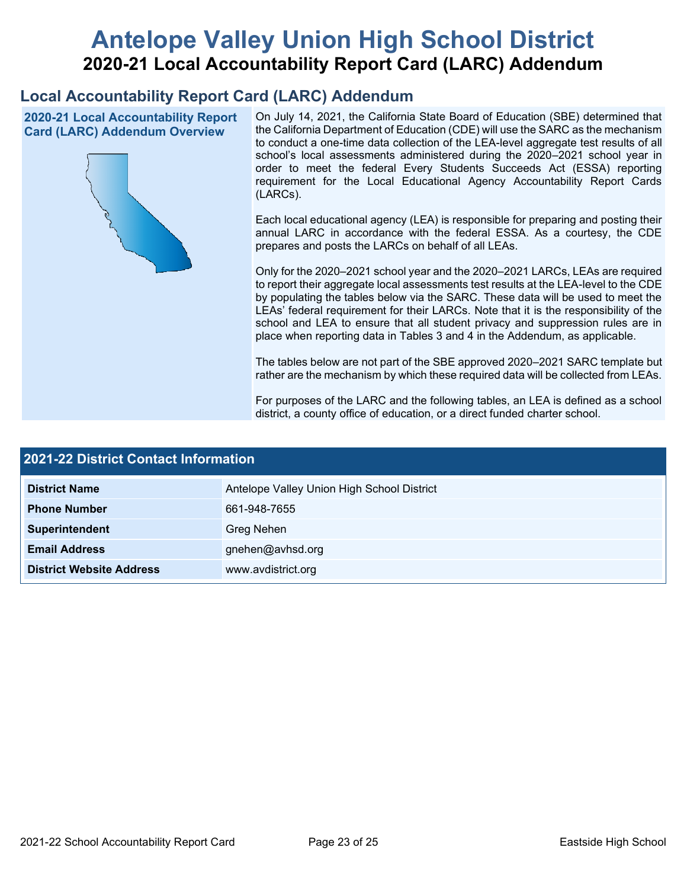# Antelope Valley Union High School District

## 2020-21 Local Accountability Report Card (LARC) Addendum

## Local Accountability Report Card (LARC) Addendum

### 2020-21 Local Accountability Report Card (LARC) Addendum Overview

On July 14, 2021, the California State Board of Education (SBE) determined that the California Department of Education (CDE) will use the SARC as the mechanism to conduct a one-time data collection of the LEA-level aggregate test results of all school's local assessments administered during the 2020–2021 school year in order to meet the federal Every Students Succeeds Act (ESSA) reporting requirement for the Local Educational Agency Accountability Report Cards (LARCs).

Each local educational agency (LEA) is responsible for preparing and posting their annual LARC in accordance with the federal ESSA. As a courtesy, the CDE prepares and posts the LARCs on behalf of all LEAs.

Only for the 2020–2021 school year and the 2020–2021 LARCs, LEAs are required to report their aggregate local assessments test results at the LEA-level to the CDE by populating the tables below via the SARC. These data will be used to meet the LEAs' federal requirement for their LARCs. Note that it is the responsibility of the school and LEA to ensure that all student privacy and suppression rules are in place when reporting data in Tables 3 and 4 in the Addendum, as applicable.

The tables below are not part of the SBE approved 2020–2021 SARC template but rather are the mechanism by which these required data will be collected from LEAs.

For purposes of the LARC and the following tables, an LEA is defined as a school district, a county office of education, or a direct funded charter school.

### 2021-22 District Contact Information

| 2021-22 District Contact Information | |
| --- | --- |
| **District Name** | Antelope Valley Union High School District |
| **Phone Number** | 661-948-7655 |
| **Superintendent** | Greg Nehen |
| **Email Address** | gnehen@avhsd.org |
| **District Website Address** | www.avdistrict.org |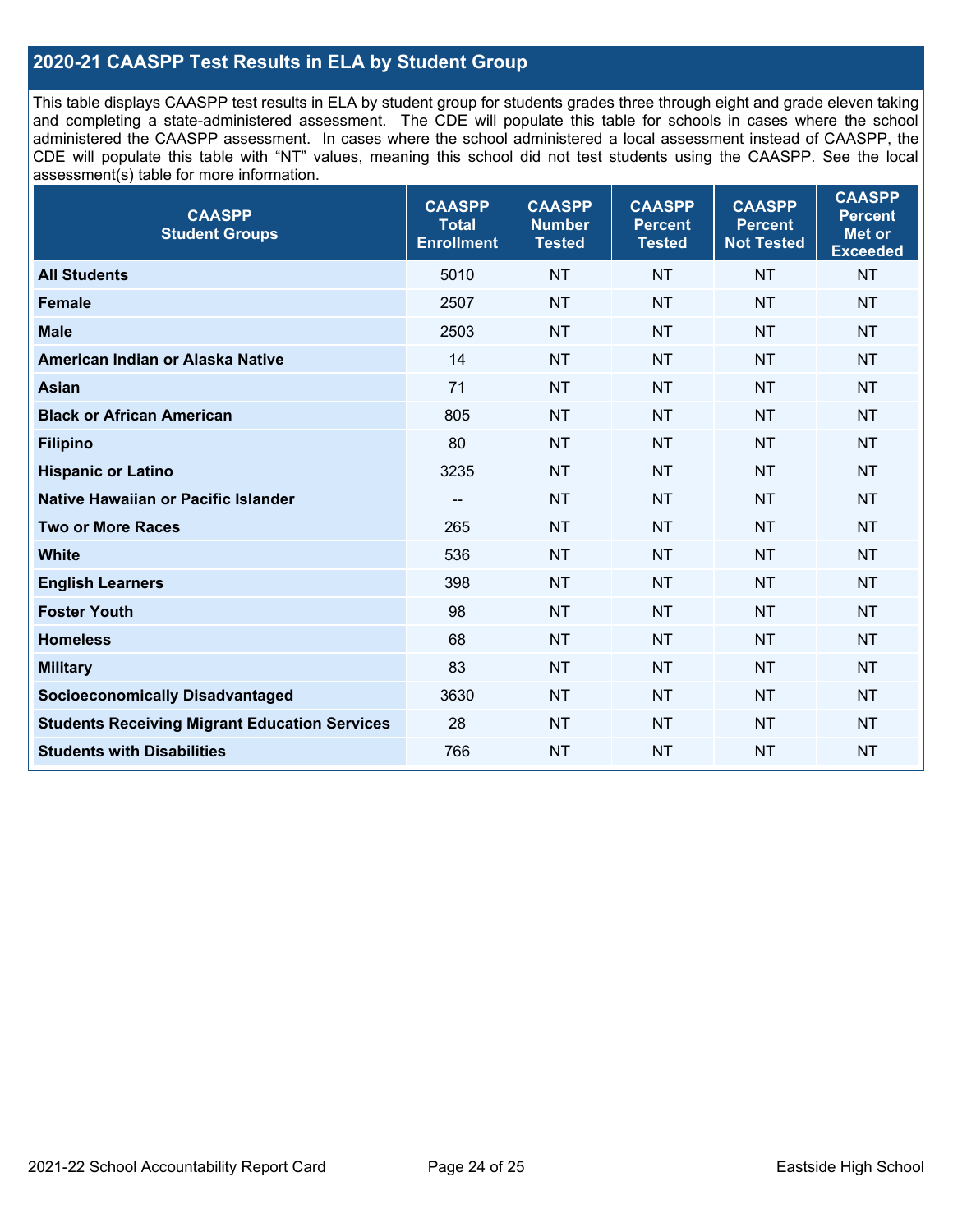## 2020-21 CAASPP Test Results in ELA by Student Group

This table displays CAASPP test results in ELA by student group for students grades three through eight and grade eleven taking and completing a state-administered assessment. The CDE will populate this table for schools in cases where the school administered the CAASPP assessment. In cases where the school administered a local assessment instead of CAASPP, the CDE will populate this table with "NT" values, meaning this school did not test students using the CAASPP. See the local assessment(s) table for more information.

| CAASPP Student Groups | CAASPP Total Enrollment | CAASPP Number Tested | CAASPP Percent Tested | CAASPP Percent Not Tested | CAASPP Percent Met or Exceeded |
|---|---|---|---|---|---|
| **All Students** | 5010 | NT | NT | NT | NT |
| **Female** | 2507 | NT | NT | NT | NT |
| **Male** | 2503 | NT | NT | NT | NT |
| **American Indian or Alaska Native** | 14 | NT | NT | NT | NT |
| **Asian** | 71 | NT | NT | NT | NT |
| **Black or African American** | 805 | NT | NT | NT | NT |
| **Filipino** | 80 | NT | NT | NT | NT |
| **Hispanic or Latino** | 3235 | NT | NT | NT | NT |
| **Native Hawaiian or Pacific Islander** | -- | NT | NT | NT | NT |
| **Two or More Races** | 265 | NT | NT | NT | NT |
| **White** | 536 | NT | NT | NT | NT |
| **English Learners** | 398 | NT | NT | NT | NT |
| **Foster Youth** | 98 | NT | NT | NT | NT |
| **Homeless** | 68 | NT | NT | NT | NT |
| **Military** | 83 | NT | NT | NT | NT |
| **Socioeconomically Disadvantaged** | 3630 | NT | NT | NT | NT |
| **Students Receiving Migrant Education Services** | 28 | NT | NT | NT | NT |
| **Students with Disabilities** | 766 | NT | NT | NT | NT |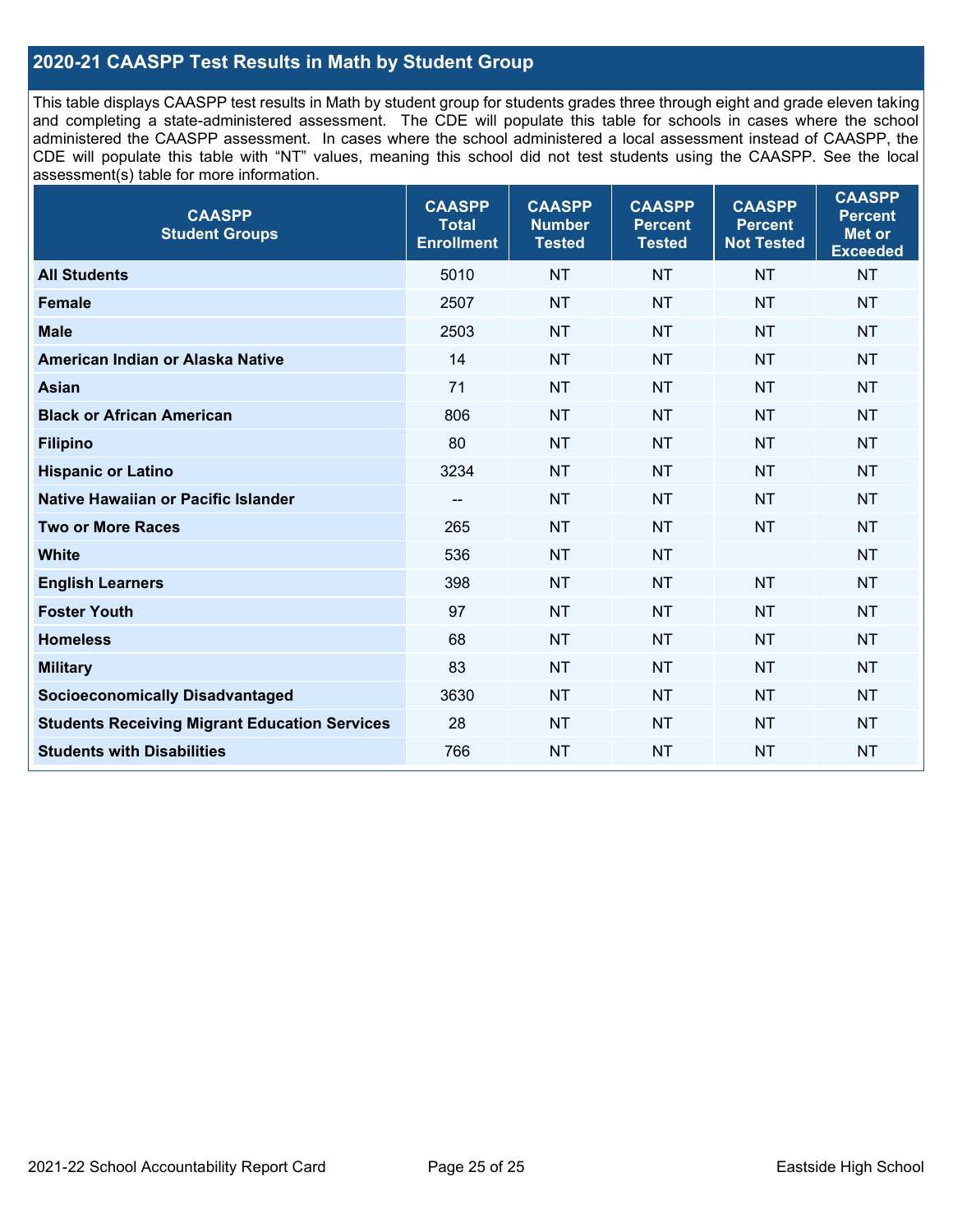## 2020-21 CAASPP Test Results in Math by Student Group

This table displays CAASPP test results in Math by student group for students grades three through eight and grade eleven taking and completing a state-administered assessment. The CDE will populate this table for schools in cases where the school administered the CAASPP assessment. In cases where the school administered a local assessment instead of CAASPP, the CDE will populate this table with "NT" values, meaning this school did not test students using the CAASPP. See the local assessment(s) table for more information.

| CAASPP Student Groups | CAASPP Total Enrollment | CAASPP Number Tested | CAASPP Percent Tested | CAASPP Percent Not Tested | CAASPP Percent Met or Exceeded |
|---|---|---|---|---|---|
| **All Students** | 5010 | NT | NT | NT | NT |
| **Female** | 2507 | NT | NT | NT | NT |
| **Male** | 2503 | NT | NT | NT | NT |
| **American Indian or Alaska Native** | 14 | NT | NT | NT | NT |
| **Asian** | 71 | NT | NT | NT | NT |
| **Black or African American** | 806 | NT | NT | NT | NT |
| **Filipino** | 80 | NT | NT | NT | NT |
| **Hispanic or Latino** | 3234 | NT | NT | NT | NT |
| **Native Hawaiian or Pacific Islander** | -- | NT | NT | NT | NT |
| **Two or More Races** | 265 | NT | NT | NT | NT |
| **White** | 536 | NT | NT | | NT |
| **English Learners** | 398 | NT | NT | NT | NT |
| **Foster Youth** | 97 | NT | NT | NT | NT |
| **Homeless** | 68 | NT | NT | NT | NT |
| **Military** | 83 | NT | NT | NT | NT |
| **Socioeconomically Disadvantaged** | 3630 | NT | NT | NT | NT |
| **Students Receiving Migrant Education Services** | 28 | NT | NT | NT | NT |
| **Students with Disabilities** | 766 | NT | NT | NT | NT |